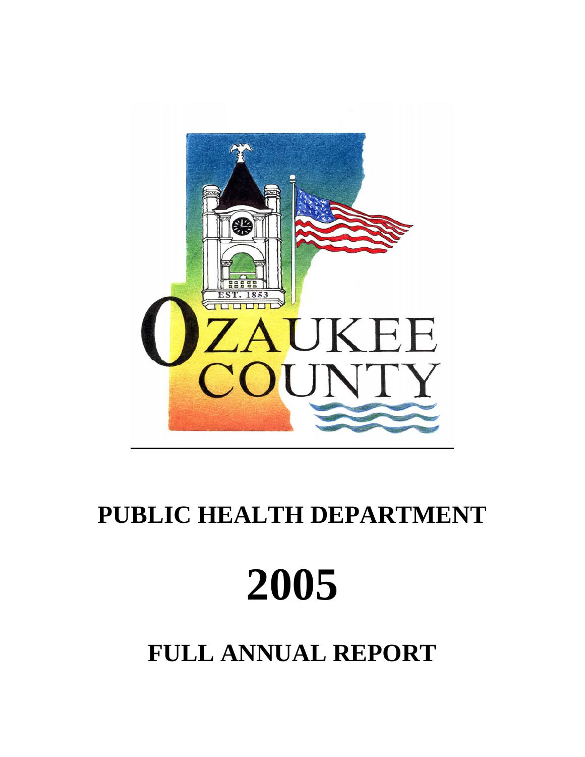# PUBLIC HEALTH DEPARTMENT

# 2005

# FULL ANNUAL REPORT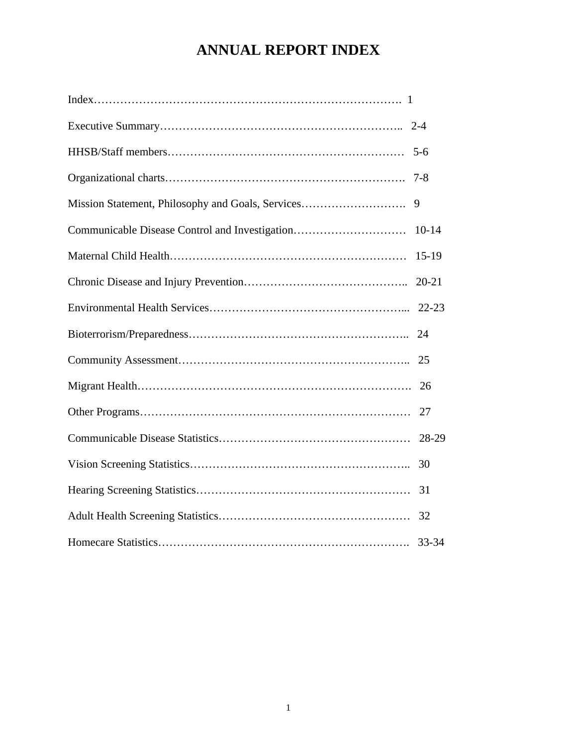# ANNUAL REPORT INDEX

Index………………………………………………………………………. 1

Executive Summary…………………………………………………….. 2-4

HHSB/Staff members…………………………………………………… 5-6

Organizational charts……………………………………………………. 7-8

Mission Statement, Philosophy and Goals, Services………………………. 9

Communicable Disease Control and Investigation………………………… 10-14

Maternal Child Health……………………………………………………… 15-19

Chronic Disease and Injury Prevention…………………………………….. 20-21

Environmental Health Services…………………………………………... 22-23

Bioterrorism/Preparedness………………………………………………….. 24

Community Assessment…………………………………………………….. 25

Migrant Health………………………………………………………………. 26

Other Programs……………………………………………………………… 27

Communicable Disease Statistics…………………………………………… 28-29

Vision Screening Statistics………………………………………………….. 30

Hearing Screening Statistics………………………………………………… 31

Adult Health Screening Statistics…………………………………………… 32

Homecare Statistics…………………………………………………………. 33-34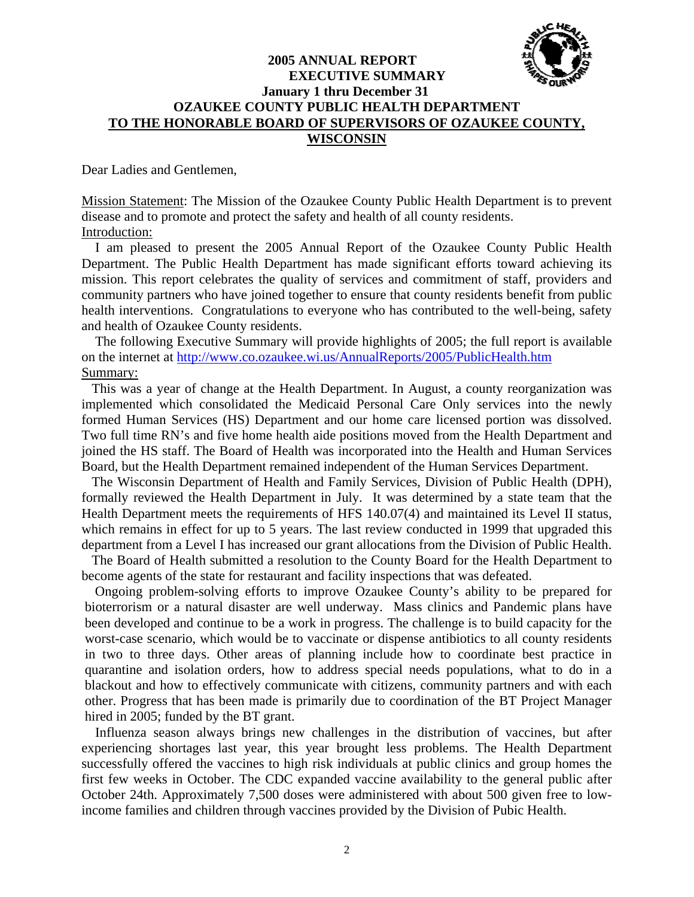# 2005 ANNUAL REPORT
## EXECUTIVE SUMMARY
### January 1 thru December 31
### OZAUKEE COUNTY PUBLIC HEALTH DEPARTMENT
### TO THE HONORABLE BOARD OF SUPERVISORS OF OZAUKEE COUNTY, WISCONSIN

Dear Ladies and Gentlemen,

Mission Statement: The Mission of the Ozaukee County Public Health Department is to prevent disease and to promote and protect the safety and health of all county residents.

Introduction:

I am pleased to present the 2005 Annual Report of the Ozaukee County Public Health Department. The Public Health Department has made significant efforts toward achieving its mission. This report celebrates the quality of services and commitment of staff, providers and community partners who have joined together to ensure that county residents benefit from public health interventions. Congratulations to everyone who has contributed to the well-being, safety and health of Ozaukee County residents.

The following Executive Summary will provide highlights of 2005; the full report is available on the internet at http://www.co.ozaukee.wi.us/AnnualReports/2005/PublicHealth.htm

Summary:

This was a year of change at the Health Department. In August, a county reorganization was implemented which consolidated the Medicaid Personal Care Only services into the newly formed Human Services (HS) Department and our home care licensed portion was dissolved. Two full time RN's and five home health aide positions moved from the Health Department and joined the HS staff. The Board of Health was incorporated into the Health and Human Services Board, but the Health Department remained independent of the Human Services Department.

The Wisconsin Department of Health and Family Services, Division of Public Health (DPH), formally reviewed the Health Department in July. It was determined by a state team that the Health Department meets the requirements of HFS 140.07(4) and maintained its Level II status, which remains in effect for up to 5 years. The last review conducted in 1999 that upgraded this department from a Level I has increased our grant allocations from the Division of Public Health.

The Board of Health submitted a resolution to the County Board for the Health Department to become agents of the state for restaurant and facility inspections that was defeated.

Ongoing problem-solving efforts to improve Ozaukee County's ability to be prepared for bioterrorism or a natural disaster are well underway. Mass clinics and Pandemic plans have been developed and continue to be a work in progress. The challenge is to build capacity for the worst-case scenario, which would be to vaccinate or dispense antibiotics to all county residents in two to three days. Other areas of planning include how to coordinate best practice in quarantine and isolation orders, how to address special needs populations, what to do in a blackout and how to effectively communicate with citizens, community partners and with each other. Progress that has been made is primarily due to coordination of the BT Project Manager hired in 2005; funded by the BT grant.

Influenza season always brings new challenges in the distribution of vaccines, but after experiencing shortages last year, this year brought less problems. The Health Department successfully offered the vaccines to high risk individuals at public clinics and group homes the first few weeks in October. The CDC expanded vaccine availability to the general public after October 24th. Approximately 7,500 doses were administered with about 500 given free to low-income families and children through vaccines provided by the Division of Pubic Health.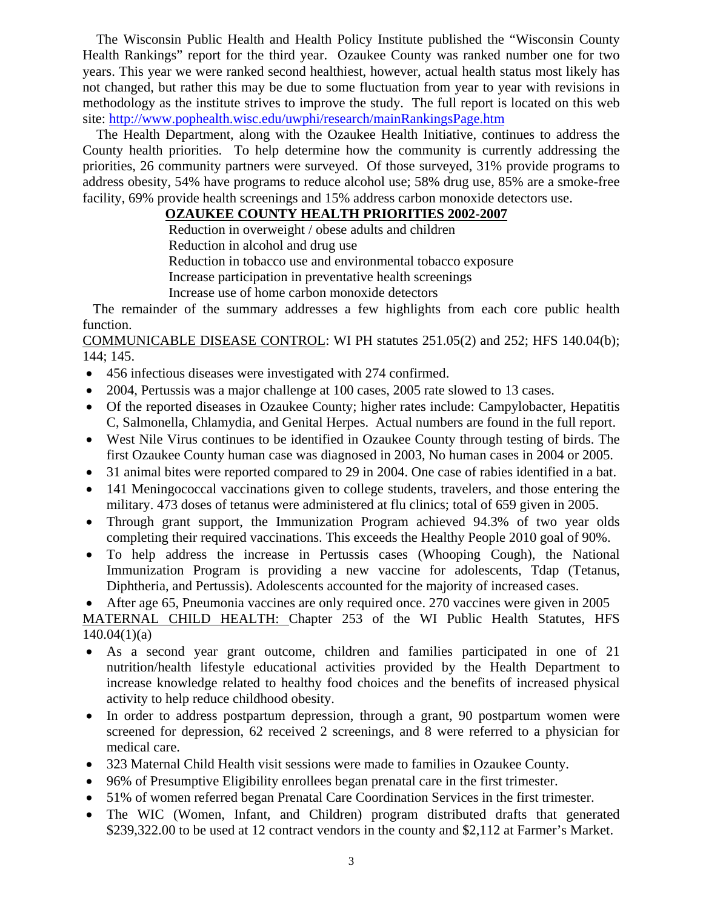The Wisconsin Public Health and Health Policy Institute published the "Wisconsin County Health Rankings" report for the third year. Ozaukee County was ranked number one for two years. This year we were ranked second healthiest, however, actual health status most likely has not changed, but rather this may be due to some fluctuation from year to year with revisions in methodology as the institute strives to improve the study. The full report is located on this web site: http://www.pophealth.wisc.edu/uwphi/research/mainRankingsPage.htm

The Health Department, along with the Ozaukee Health Initiative, continues to address the County health priorities. To help determine how the community is currently addressing the priorities, 26 community partners were surveyed. Of those surveyed, 31% provide programs to address obesity, 54% have programs to reduce alcohol use; 58% drug use, 85% are a smoke-free facility, 69% provide health screenings and 15% address carbon monoxide detectors use.

**OZAUKEE COUNTY HEALTH PRIORITIES 2002-2007**

Reduction in overweight / obese adults and children
Reduction in alcohol and drug use
Reduction in tobacco use and environmental tobacco exposure
Increase participation in preventative health screenings
Increase use of home carbon monoxide detectors

The remainder of the summary addresses a few highlights from each core public health function.

COMMUNICABLE DISEASE CONTROL: WI PH statutes 251.05(2) and 252; HFS 140.04(b); 144; 145.

- 456 infectious diseases were investigated with 274 confirmed.
- 2004, Pertussis was a major challenge at 100 cases, 2005 rate slowed to 13 cases.
- Of the reported diseases in Ozaukee County; higher rates include: Campylobacter, Hepatitis C, Salmonella, Chlamydia, and Genital Herpes. Actual numbers are found in the full report.
- West Nile Virus continues to be identified in Ozaukee County through testing of birds. The first Ozaukee County human case was diagnosed in 2003, No human cases in 2004 or 2005.
- 31 animal bites were reported compared to 29 in 2004. One case of rabies identified in a bat.
- 141 Meningococcal vaccinations given to college students, travelers, and those entering the military. 473 doses of tetanus were administered at flu clinics; total of 659 given in 2005.
- Through grant support, the Immunization Program achieved 94.3% of two year olds completing their required vaccinations. This exceeds the Healthy People 2010 goal of 90%.
- To help address the increase in Pertussis cases (Whooping Cough), the National Immunization Program is providing a new vaccine for adolescents, Tdap (Tetanus, Diphtheria, and Pertussis). Adolescents accounted for the majority of increased cases.
- After age 65, Pneumonia vaccines are only required once. 270 vaccines were given in 2005

MATERNAL CHILD HEALTH: Chapter 253 of the WI Public Health Statutes, HFS 140.04(1)(a)

- As a second year grant outcome, children and families participated in one of 21 nutrition/health lifestyle educational activities provided by the Health Department to increase knowledge related to healthy food choices and the benefits of increased physical activity to help reduce childhood obesity.
- In order to address postpartum depression, through a grant, 90 postpartum women were screened for depression, 62 received 2 screenings, and 8 were referred to a physician for medical care.
- 323 Maternal Child Health visit sessions were made to families in Ozaukee County.
- 96% of Presumptive Eligibility enrollees began prenatal care in the first trimester.
- 51% of women referred began Prenatal Care Coordination Services in the first trimester.
- The WIC (Women, Infant, and Children) program distributed drafts that generated $239,322.00 to be used at 12 contract vendors in the county and $2,112 at Farmer's Market.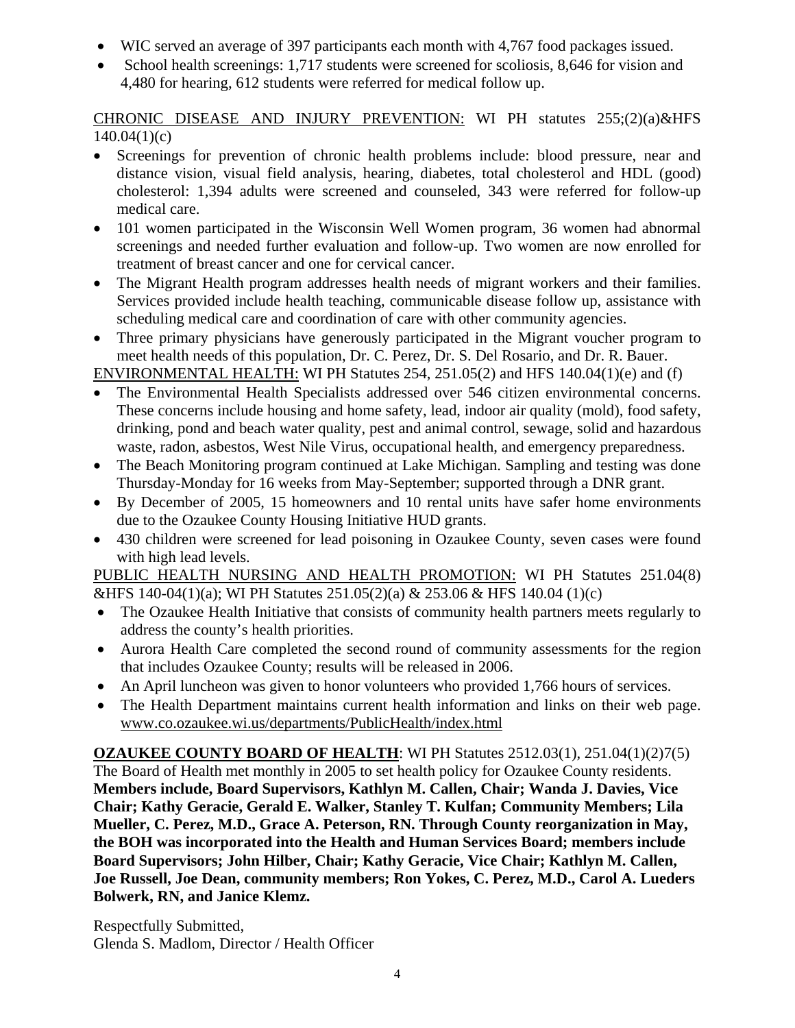- WIC served an average of 397 participants each month with 4,767 food packages issued.
- School health screenings: 1,717 students were screened for scoliosis, 8,646 for vision and 4,480 for hearing, 612 students were referred for medical follow up.

<u>CHRONIC DISEASE AND INJURY PREVENTION:</u> WI PH statutes 255;(2)(a)&HFS 140.04(1)(c)

- Screenings for prevention of chronic health problems include: blood pressure, near and distance vision, visual field analysis, hearing, diabetes, total cholesterol and HDL (good) cholesterol: 1,394 adults were screened and counseled, 343 were referred for follow-up medical care.
- 101 women participated in the Wisconsin Well Women program, 36 women had abnormal screenings and needed further evaluation and follow-up. Two women are now enrolled for treatment of breast cancer and one for cervical cancer.
- The Migrant Health program addresses health needs of migrant workers and their families. Services provided include health teaching, communicable disease follow up, assistance with scheduling medical care and coordination of care with other community agencies.
- Three primary physicians have generously participated in the Migrant voucher program to meet health needs of this population, Dr. C. Perez, Dr. S. Del Rosario, and Dr. R. Bauer.

<u>ENVIRONMENTAL HEALTH:</u> WI PH Statutes 254, 251.05(2) and HFS 140.04(1)(e) and (f)

- The Environmental Health Specialists addressed over 546 citizen environmental concerns. These concerns include housing and home safety, lead, indoor air quality (mold), food safety, drinking, pond and beach water quality, pest and animal control, sewage, solid and hazardous waste, radon, asbestos, West Nile Virus, occupational health, and emergency preparedness.
- The Beach Monitoring program continued at Lake Michigan. Sampling and testing was done Thursday-Monday for 16 weeks from May-September; supported through a DNR grant.
- By December of 2005, 15 homeowners and 10 rental units have safer home environments due to the Ozaukee County Housing Initiative HUD grants.
- 430 children were screened for lead poisoning in Ozaukee County, seven cases were found with high lead levels.

<u>PUBLIC HEALTH NURSING AND HEALTH PROMOTION:</u> WI PH Statutes 251.04(8) &HFS 140-04(1)(a); WI PH Statutes 251.05(2)(a) & 253.06 & HFS 140.04 (1)(c)

- The Ozaukee Health Initiative that consists of community health partners meets regularly to address the county's health priorities.
- Aurora Health Care completed the second round of community assessments for the region that includes Ozaukee County; results will be released in 2006.
- An April luncheon was given to honor volunteers who provided 1,766 hours of services.
- The Health Department maintains current health information and links on their web page. www.co.ozaukee.wi.us/departments/PublicHealth/index.html

**<u>OZAUKEE COUNTY BOARD OF HEALTH</u>**: WI PH Statutes 2512.03(1), 251.04(1)(2)7(5) The Board of Health met monthly in 2005 to set health policy for Ozaukee County residents. **Members include, Board Supervisors, Kathlyn M. Callen, Chair; Wanda J. Davies, Vice Chair; Kathy Geracie, Gerald E. Walker, Stanley T. Kulfan; Community Members; Lila Mueller, C. Perez, M.D., Grace A. Peterson, RN. Through County reorganization in May, the BOH was incorporated into the Health and Human Services Board; members include Board Supervisors; John Hilber, Chair; Kathy Geracie, Vice Chair; Kathlyn M. Callen, Joe Russell, Joe Dean, community members; Ron Yokes, C. Perez, M.D., Carol A. Lueders Bolwerk, RN, and Janice Klemz.**

Respectfully Submitted,
Glenda S. Madlom, Director / Health Officer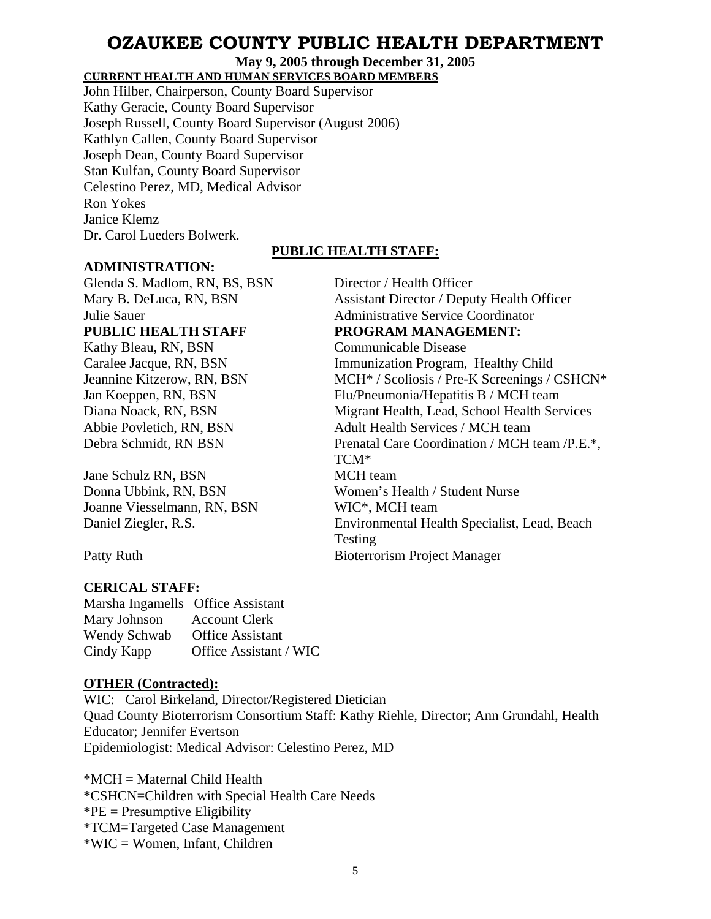# OZAUKEE COUNTY PUBLIC HEALTH DEPARTMENT

**May 9, 2005 through December 31, 2005**

**CURRENT HEALTH AND HUMAN SERVICES BOARD MEMBERS**

John Hilber, Chairperson, County Board Supervisor
Kathy Geracie, County Board Supervisor
Joseph Russell, County Board Supervisor (August 2006)
Kathlyn Callen, County Board Supervisor
Joseph Dean, County Board Supervisor
Stan Kulfan, County Board Supervisor
Celestino Perez, MD, Medical Advisor
Ron Yokes
Janice Klemz
Dr. Carol Lueders Bolwerk.

## PUBLIC HEALTH STAFF:

**ADMINISTRATION:**

| | |
|---|---|
| Glenda S. Madlom, RN, BS, BSN | Director / Health Officer |
| Mary B. DeLuca, RN, BSN | Assistant Director / Deputy Health Officer |
| Julie Sauer | Administrative Service Coordinator |
| **PUBLIC HEALTH STAFF** | **PROGRAM MANAGEMENT:** |
| Kathy Bleau, RN, BSN | Communicable Disease |
| Caralee Jacque, RN, BSN | Immunization Program, Healthy Child |
| Jeannine Kitzerow, RN, BSN | MCH* / Scoliosis / Pre-K Screenings / CSHCN* |
| Jan Koeppen, RN, BSN | Flu/Pneumonia/Hepatitis B / MCH team |
| Diana Noack, RN, BSN | Migrant Health, Lead, School Health Services |
| Abbie Povletich, RN, BSN | Adult Health Services / MCH team |
| Debra Schmidt, RN BSN | Prenatal Care Coordination / MCH team /P.E.*, TCM* |
| Jane Schulz RN, BSN | MCH team |
| Donna Ubbink, RN, BSN | Women's Health / Student Nurse |
| Joanne Viesselmann, RN, BSN | WIC*, MCH team |
| Daniel Ziegler, R.S. | Environmental Health Specialist, Lead, Beach Testing |
| Patty Ruth | Bioterrorism Project Manager |

**CERICAL STAFF:**

| | |
|---|---|
| Marsha Ingamells | Office Assistant |
| Mary Johnson | Account Clerk |
| Wendy Schwab | Office Assistant |
| Cindy Kapp | Office Assistant / WIC |

**OTHER (Contracted):**

WIC: Carol Birkeland, Director/Registered Dietician
Quad County Bioterrorism Consortium Staff: Kathy Riehle, Director; Ann Grundahl, Health Educator; Jennifer Evertson
Epidemiologist: Medical Advisor: Celestino Perez, MD

*MCH = Maternal Child Health
*CSHCN=Children with Special Health Care Needs
*PE = Presumptive Eligibility
*TCM=Targeted Case Management
*WIC = Women, Infant, Children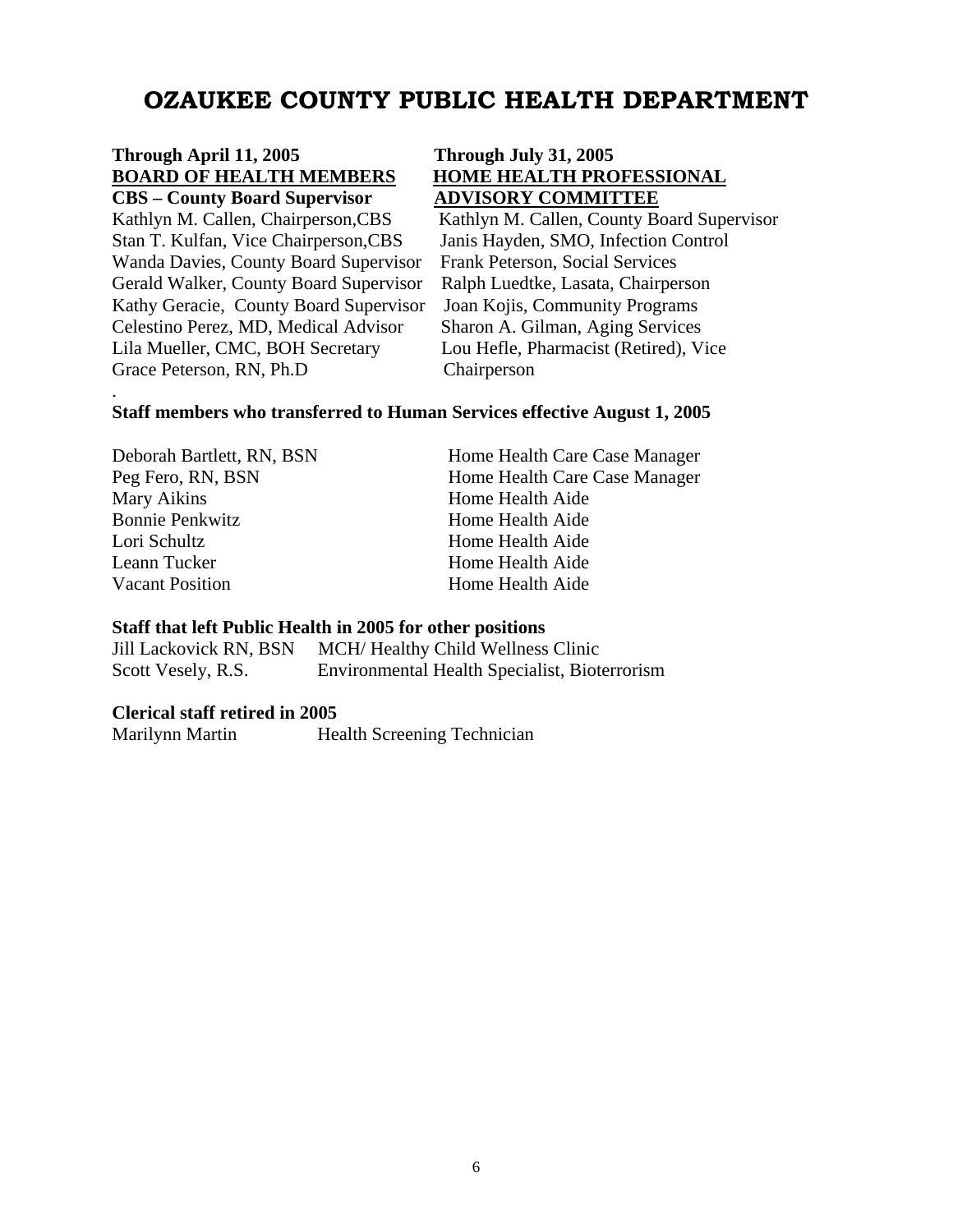# OZAUKEE COUNTY PUBLIC HEALTH DEPARTMENT

**Through April 11, 2005**
**BOARD OF HEALTH MEMBERS**
**CBS – County Board Supervisor**

Kathlyn M. Callen, Chairperson,CBS
Stan T. Kulfan, Vice Chairperson,CBS
Wanda Davies, County Board Supervisor
Gerald Walker, County Board Supervisor
Kathy Geracie, County Board Supervisor
Celestino Perez, MD, Medical Advisor
Lila Mueller, CMC, BOH Secretary
Grace Peterson, RN, Ph.D

**Through July 31, 2005**
**HOME HEALTH PROFESSIONAL ADVISORY COMMITTEE**

Kathlyn M. Callen, County Board Supervisor
Janis Hayden, SMO, Infection Control
Frank Peterson, Social Services
Ralph Luedtke, Lasata, Chairperson
Joan Kojis, Community Programs
Sharon A. Gilman, Aging Services
Lou Hefle, Pharmacist (Retired), Vice Chairperson

**Staff members who transferred to Human Services effective August 1, 2005**

| | |
|---|---|
| Deborah Bartlett, RN, BSN | Home Health Care Case Manager |
| Peg Fero, RN, BSN | Home Health Care Case Manager |
| Mary Aikins | Home Health Aide |
| Bonnie Penkwitz | Home Health Aide |
| Lori Schultz | Home Health Aide |
| Leann Tucker | Home Health Aide |
| Vacant Position | Home Health Aide |

**Staff that left Public Health in 2005 for other positions**

| | |
|---|---|
| Jill Lackovick RN, BSN | MCH/ Healthy Child Wellness Clinic |
| Scott Vesely, R.S. | Environmental Health Specialist, Bioterrorism |

**Clerical staff retired in 2005**

| | |
|---|---|
| Marilynn Martin | Health Screening Technician |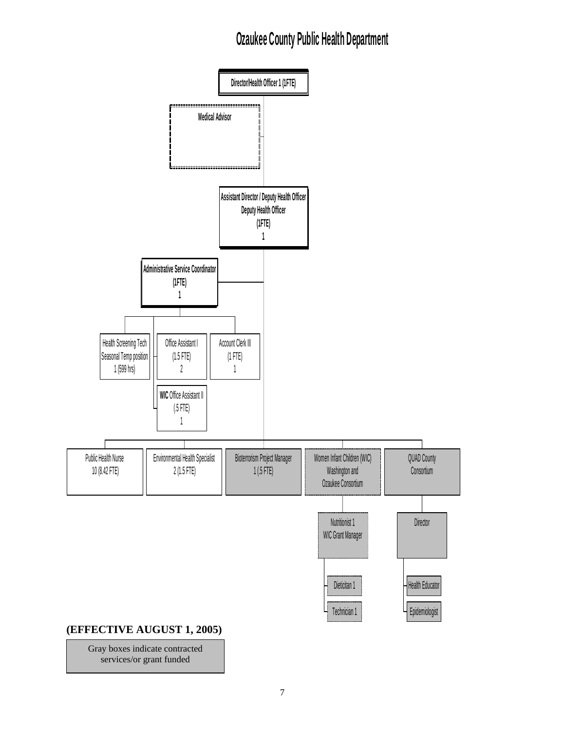# Ozaukee County Public Health Department

- **Director/Health Officer 1 (1FTE)**
  - **Medical Advisor** (dashed line)
  - **Assistant Director / Deputy Health Officer Deputy Health Officer (1FTE) 1**
    - **Administrative Service Coordinator (1FTE) 1**
      - Health Screening Tech Seasonal Temp position 1 (599 hrs)
      - Office Assistant I (1.5 FTE) 2
      - Account Clerk III (1 FTE) 1
      - **WIC** Office Assistant II (.5 FTE) 1
    - Public Health Nurse 10 (8.42 FTE)
    - Environmental Health Specialist 2 (1.5 FTE)
    - Bioterrorism Project Manager 1 (.5 FTE)
    - Women Infant Children (WIC) Washington and Ozaukee Consortium
      - Nutritionist 1 WIC Grant Manager
        - Dietician 1
        - Technician 1
    - QUAD County Consortium
      - Director
        - Health Educator
        - Epidemiologist

**(EFFECTIVE AUGUST 1, 2005)**

Gray boxes indicate contracted services/or grant funded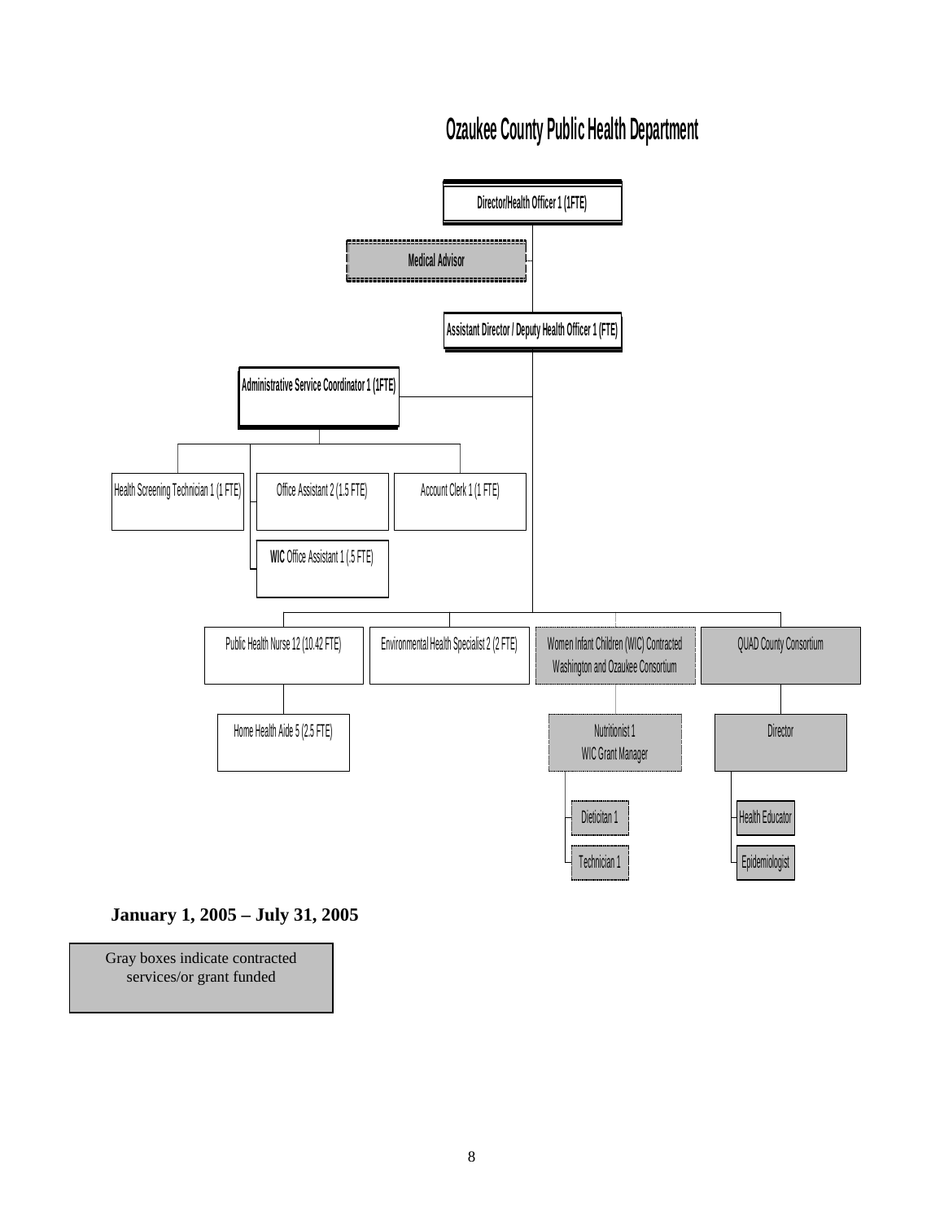# Ozaukee County Public Health Department

- **Director/Health Officer 1 (1FTE)**
  - **Medical Advisor**
  - **Assistant Director / Deputy Health Officer 1 (FTE)**
    - **Administrative Service Coordinator 1 (1FTE)**
      - Health Screening Technician 1 (1 FTE)
      - Office Assistant 2 (1.5 FTE)
      - **WIC** Office Assistant 1 (.5 FTE)
      - Account Clerk 1 (1 FTE)
    - Public Health Nurse 12 (10.42 FTE)
      - Home Health Aide 5 (2.5 FTE)
    - Environmental Health Specialist 2 (2 FTE)
    - Women Infant Children (WIC) Contracted Washington and Ozaukee Consortium
      - Nutritionist 1 WIC Grant Manager
        - Dieticitan 1
        - Technician 1
    - QUAD County Consortium
      - Director
        - Health Educator
        - Epidemiologist

**January 1, 2005 – July 31, 2005**

Gray boxes indicate contracted services/or grant funded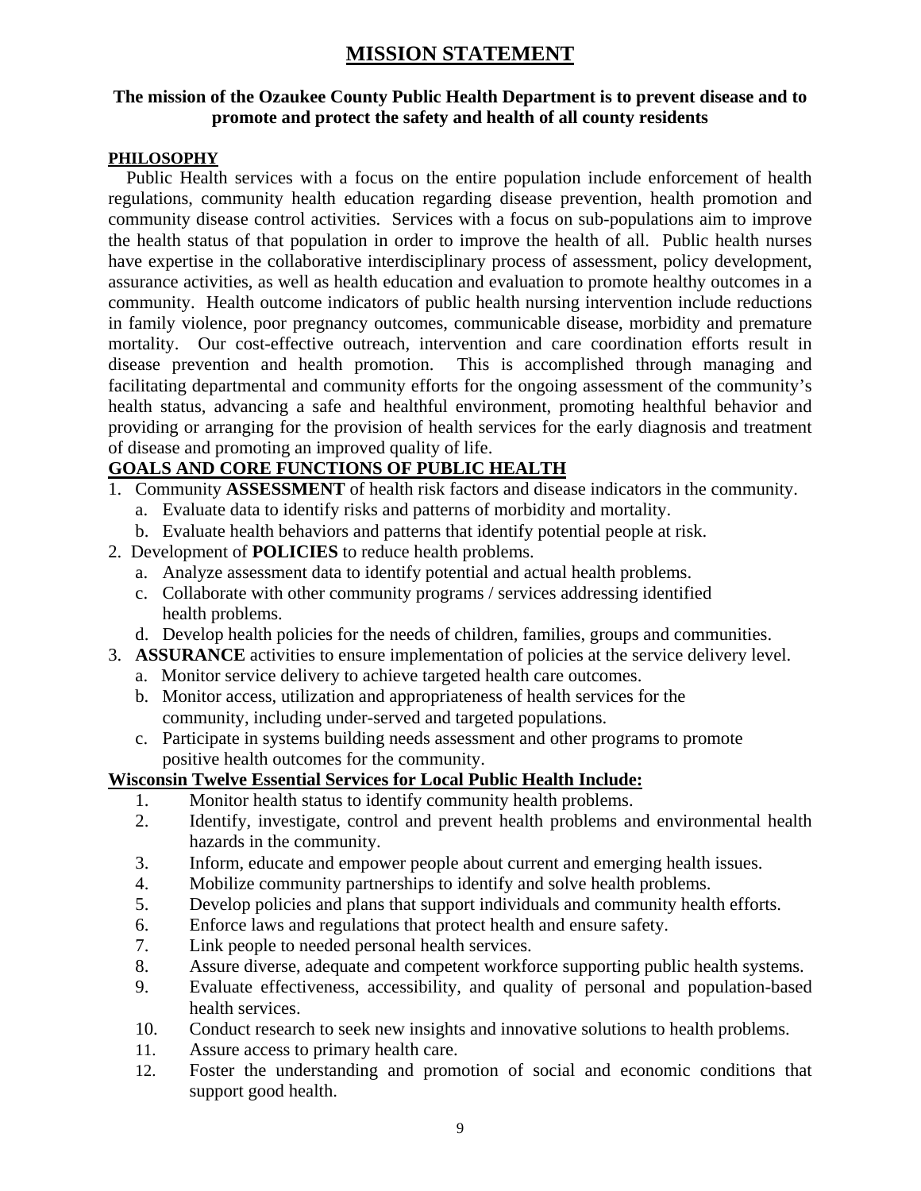# MISSION STATEMENT

**The mission of the Ozaukee County Public Health Department is to prevent disease and to promote and protect the safety and health of all county residents**

## PHILOSOPHY

Public Health services with a focus on the entire population include enforcement of health regulations, community health education regarding disease prevention, health promotion and community disease control activities. Services with a focus on sub-populations aim to improve the health status of that population in order to improve the health of all. Public health nurses have expertise in the collaborative interdisciplinary process of assessment, policy development, assurance activities, as well as health education and evaluation to promote healthy outcomes in a community. Health outcome indicators of public health nursing intervention include reductions in family violence, poor pregnancy outcomes, communicable disease, morbidity and premature mortality. Our cost-effective outreach, intervention and care coordination efforts result in disease prevention and health promotion. This is accomplished through managing and facilitating departmental and community efforts for the ongoing assessment of the community's health status, advancing a safe and healthful environment, promoting healthful behavior and providing or arranging for the provision of health services for the early diagnosis and treatment of disease and promoting an improved quality of life.

## GOALS AND CORE FUNCTIONS OF PUBLIC HEALTH

1. Community **ASSESSMENT** of health risk factors and disease indicators in the community.
   a. Evaluate data to identify risks and patterns of morbidity and mortality.
   b. Evaluate health behaviors and patterns that identify potential people at risk.
2. Development of **POLICIES** to reduce health problems.
   a. Analyze assessment data to identify potential and actual health problems.
   c. Collaborate with other community programs / services addressing identified health problems.
   d. Develop health policies for the needs of children, families, groups and communities.
3. **ASSURANCE** activities to ensure implementation of policies at the service delivery level.
   a. Monitor service delivery to achieve targeted health care outcomes.
   b. Monitor access, utilization and appropriateness of health services for the community, including under-served and targeted populations.
   c. Participate in systems building needs assessment and other programs to promote positive health outcomes for the community.

## Wisconsin Twelve Essential Services for Local Public Health Include:

1. Monitor health status to identify community health problems.
2. Identify, investigate, control and prevent health problems and environmental health hazards in the community.
3. Inform, educate and empower people about current and emerging health issues.
4. Mobilize community partnerships to identify and solve health problems.
5. Develop policies and plans that support individuals and community health efforts.
6. Enforce laws and regulations that protect health and ensure safety.
7. Link people to needed personal health services.
8. Assure diverse, adequate and competent workforce supporting public health systems.
9. Evaluate effectiveness, accessibility, and quality of personal and population-based health services.
10. Conduct research to seek new insights and innovative solutions to health problems.
11. Assure access to primary health care.
12. Foster the understanding and promotion of social and economic conditions that support good health.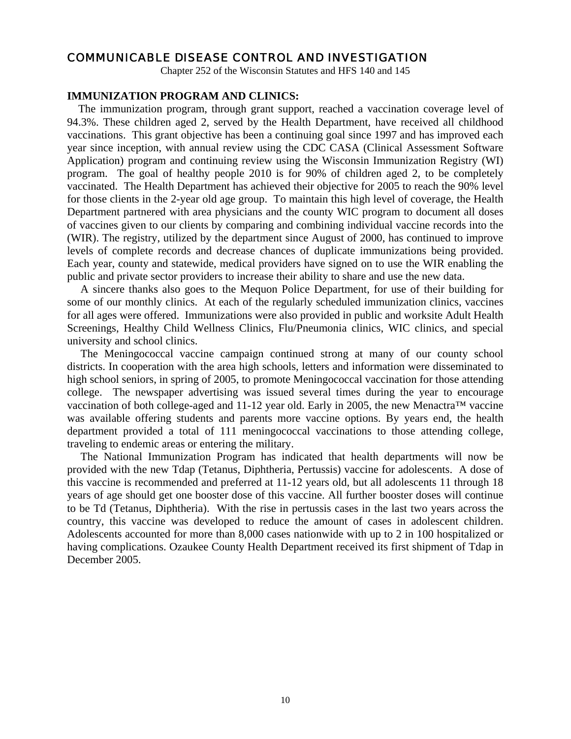## COMMUNICABLE DISEASE CONTROL AND INVESTIGATION

Chapter 252 of the Wisconsin Statutes and HFS 140 and 145

### IMMUNIZATION PROGRAM AND CLINICS:

The immunization program, through grant support, reached a vaccination coverage level of 94.3%. These children aged 2, served by the Health Department, have received all childhood vaccinations. This grant objective has been a continuing goal since 1997 and has improved each year since inception, with annual review using the CDC CASA (Clinical Assessment Software Application) program and continuing review using the Wisconsin Immunization Registry (WI) program. The goal of healthy people 2010 is for 90% of children aged 2, to be completely vaccinated. The Health Department has achieved their objective for 2005 to reach the 90% level for those clients in the 2-year old age group. To maintain this high level of coverage, the Health Department partnered with area physicians and the county WIC program to document all doses of vaccines given to our clients by comparing and combining individual vaccine records into the (WIR). The registry, utilized by the department since August of 2000, has continued to improve levels of complete records and decrease chances of duplicate immunizations being provided. Each year, county and statewide, medical providers have signed on to use the WIR enabling the public and private sector providers to increase their ability to share and use the new data.

A sincere thanks also goes to the Mequon Police Department, for use of their building for some of our monthly clinics. At each of the regularly scheduled immunization clinics, vaccines for all ages were offered. Immunizations were also provided in public and worksite Adult Health Screenings, Healthy Child Wellness Clinics, Flu/Pneumonia clinics, WIC clinics, and special university and school clinics.

The Meningococcal vaccine campaign continued strong at many of our county school districts. In cooperation with the area high schools, letters and information were disseminated to high school seniors, in spring of 2005, to promote Meningococcal vaccination for those attending college. The newspaper advertising was issued several times during the year to encourage vaccination of both college-aged and 11-12 year old. Early in 2005, the new Menactra™ vaccine was available offering students and parents more vaccine options. By years end, the health department provided a total of 111 meningococcal vaccinations to those attending college, traveling to endemic areas or entering the military.

The National Immunization Program has indicated that health departments will now be provided with the new Tdap (Tetanus, Diphtheria, Pertussis) vaccine for adolescents. A dose of this vaccine is recommended and preferred at 11-12 years old, but all adolescents 11 through 18 years of age should get one booster dose of this vaccine. All further booster doses will continue to be Td (Tetanus, Diphtheria). With the rise in pertussis cases in the last two years across the country, this vaccine was developed to reduce the amount of cases in adolescent children. Adolescents accounted for more than 8,000 cases nationwide with up to 2 in 100 hospitalized or having complications. Ozaukee County Health Department received its first shipment of Tdap in December 2005.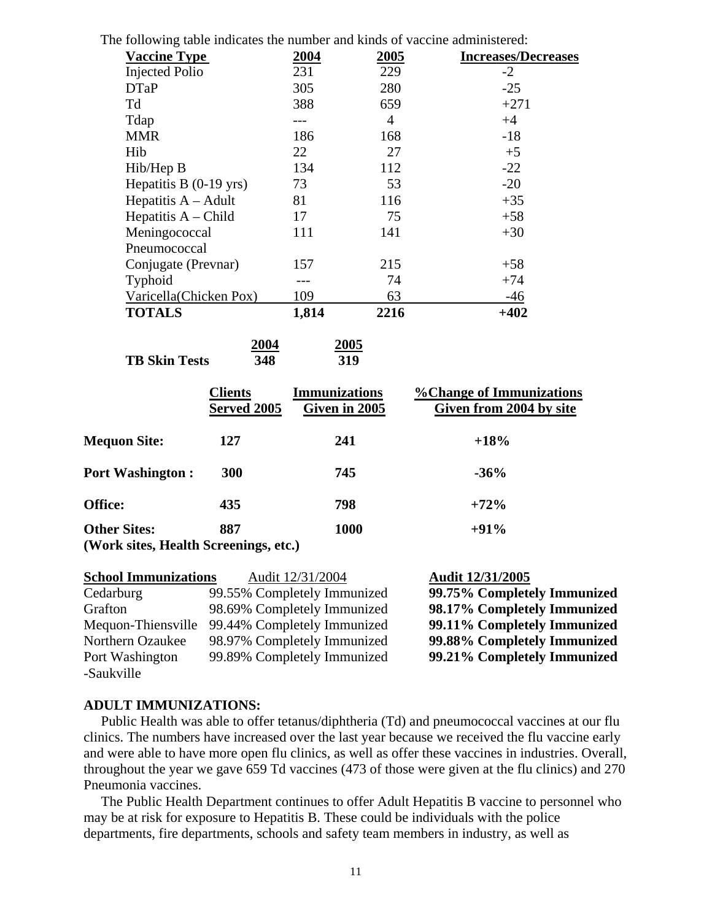The following table indicates the number and kinds of vaccine administered:

| Vaccine Type | 2004 | 2005 | Increases/Decreases |
|---|---|---|---|
| Injected Polio | 231 | 229 | -2 |
| DTaP | 305 | 280 | -25 |
| Td | 388 | 659 | +271 |
| Tdap | --- | 4 | +4 |
| MMR | 186 | 168 | -18 |
| Hib | 22 | 27 | +5 |
| Hib/Hep B | 134 | 112 | -22 |
| Hepatitis B (0-19 yrs) | 73 | 53 | -20 |
| Hepatitis A – Adult | 81 | 116 | +35 |
| Hepatitis A – Child | 17 | 75 | +58 |
| Meningococcal | 111 | 141 | +30 |
| Pneumococcal Conjugate (Prevnar) | 157 | 215 | +58 |
| Typhoid | --- | 74 | +74 |
| Varicella(Chicken Pox) | 109 | 63 | -46 |
| **TOTALS** | **1,814** | **2216** | **+402** |

| | 2004 | 2005 |
|---|---|---|
| **TB Skin Tests** | **348** | **319** |

| | Clients Served 2005 | Immunizations Given in 2005 | %Change of Immunizations Given from 2004 by site |
|---|---|---|---|
| **Mequon Site:** | **127** | **241** | **+18%** |
| **Port Washington :** | **300** | **745** | **-36%** |
| **Office:** | **435** | **798** | **+72%** |
| **Other Sites: (Work sites, Health Screenings, etc.)** | **887** | **1000** | **+91%** |

| School Immunizations | Audit 12/31/2004 | Audit 12/31/2005 |
|---|---|---|
| Cedarburg | 99.55% Completely Immunized | **99.75% Completely Immunized** |
| Grafton | 98.69% Completely Immunized | **98.17% Completely Immunized** |
| Mequon-Thiensville | 99.44% Completely Immunized | **99.11% Completely Immunized** |
| Northern Ozaukee | 98.97% Completely Immunized | **99.88% Completely Immunized** |
| Port Washington -Saukville | 99.89% Completely Immunized | **99.21% Completely Immunized** |

**ADULT IMMUNIZATIONS:**

Public Health was able to offer tetanus/diphtheria (Td) and pneumococcal vaccines at our flu clinics. The numbers have increased over the last year because we received the flu vaccine early and were able to have more open flu clinics, as well as offer these vaccines in industries. Overall, throughout the year we gave 659 Td vaccines (473 of those were given at the flu clinics) and 270 Pneumonia vaccines.

The Public Health Department continues to offer Adult Hepatitis B vaccine to personnel who may be at risk for exposure to Hepatitis B. These could be individuals with the police departments, fire departments, schools and safety team members in industry, as well as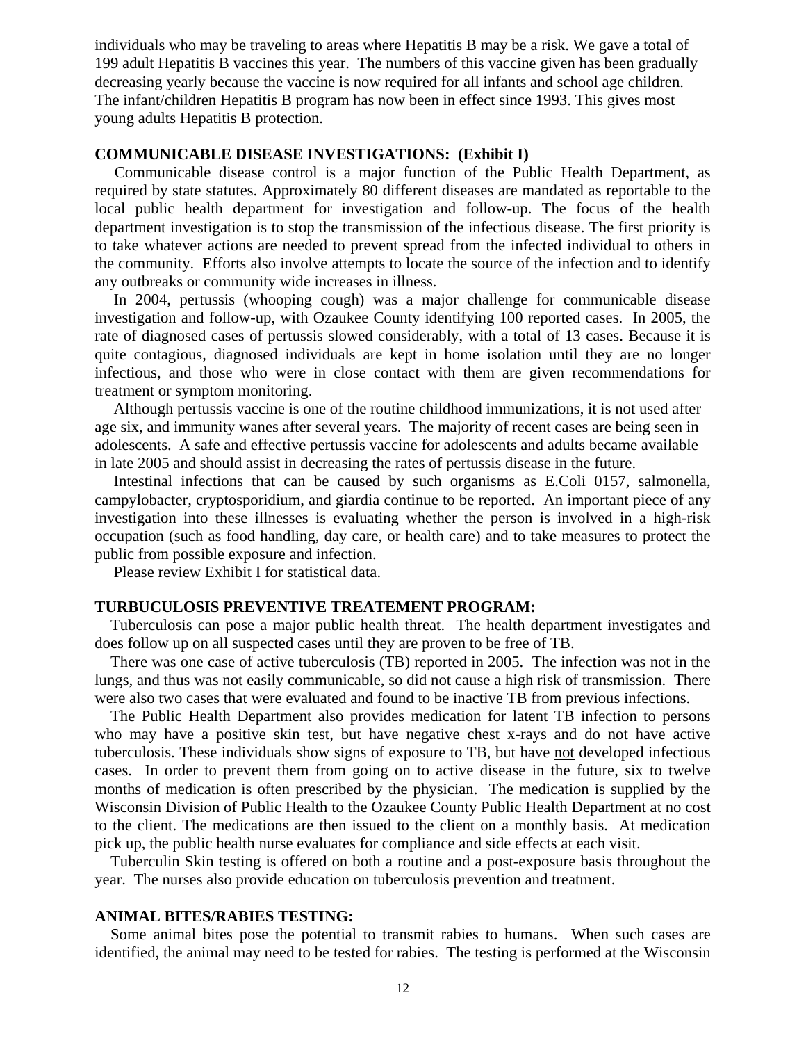individuals who may be traveling to areas where Hepatitis B may be a risk. We gave a total of 199 adult Hepatitis B vaccines this year. The numbers of this vaccine given has been gradually decreasing yearly because the vaccine is now required for all infants and school age children. The infant/children Hepatitis B program has now been in effect since 1993. This gives most young adults Hepatitis B protection.

**COMMUNICABLE DISEASE INVESTIGATIONS: (Exhibit I)**

Communicable disease control is a major function of the Public Health Department, as required by state statutes. Approximately 80 different diseases are mandated as reportable to the local public health department for investigation and follow-up. The focus of the health department investigation is to stop the transmission of the infectious disease. The first priority is to take whatever actions are needed to prevent spread from the infected individual to others in the community. Efforts also involve attempts to locate the source of the infection and to identify any outbreaks or community wide increases in illness.

In 2004, pertussis (whooping cough) was a major challenge for communicable disease investigation and follow-up, with Ozaukee County identifying 100 reported cases. In 2005, the rate of diagnosed cases of pertussis slowed considerably, with a total of 13 cases. Because it is quite contagious, diagnosed individuals are kept in home isolation until they are no longer infectious, and those who were in close contact with them are given recommendations for treatment or symptom monitoring.

Although pertussis vaccine is one of the routine childhood immunizations, it is not used after age six, and immunity wanes after several years. The majority of recent cases are being seen in adolescents. A safe and effective pertussis vaccine for adolescents and adults became available in late 2005 and should assist in decreasing the rates of pertussis disease in the future.

Intestinal infections that can be caused by such organisms as E.Coli 0157, salmonella, campylobacter, cryptosporidium, and giardia continue to be reported. An important piece of any investigation into these illnesses is evaluating whether the person is involved in a high-risk occupation (such as food handling, day care, or health care) and to take measures to protect the public from possible exposure and infection.

Please review Exhibit I for statistical data.

**TURBUCULOSIS PREVENTIVE TREATEMENT PROGRAM:**

Tuberculosis can pose a major public health threat. The health department investigates and does follow up on all suspected cases until they are proven to be free of TB.

There was one case of active tuberculosis (TB) reported in 2005. The infection was not in the lungs, and thus was not easily communicable, so did not cause a high risk of transmission. There were also two cases that were evaluated and found to be inactive TB from previous infections.

The Public Health Department also provides medication for latent TB infection to persons who may have a positive skin test, but have negative chest x-rays and do not have active tuberculosis. These individuals show signs of exposure to TB, but have <u>not</u> developed infectious cases. In order to prevent them from going on to active disease in the future, six to twelve months of medication is often prescribed by the physician. The medication is supplied by the Wisconsin Division of Public Health to the Ozaukee County Public Health Department at no cost to the client. The medications are then issued to the client on a monthly basis. At medication pick up, the public health nurse evaluates for compliance and side effects at each visit.

Tuberculin Skin testing is offered on both a routine and a post-exposure basis throughout the year. The nurses also provide education on tuberculosis prevention and treatment.

**ANIMAL BITES/RABIES TESTING:**

Some animal bites pose the potential to transmit rabies to humans. When such cases are identified, the animal may need to be tested for rabies. The testing is performed at the Wisconsin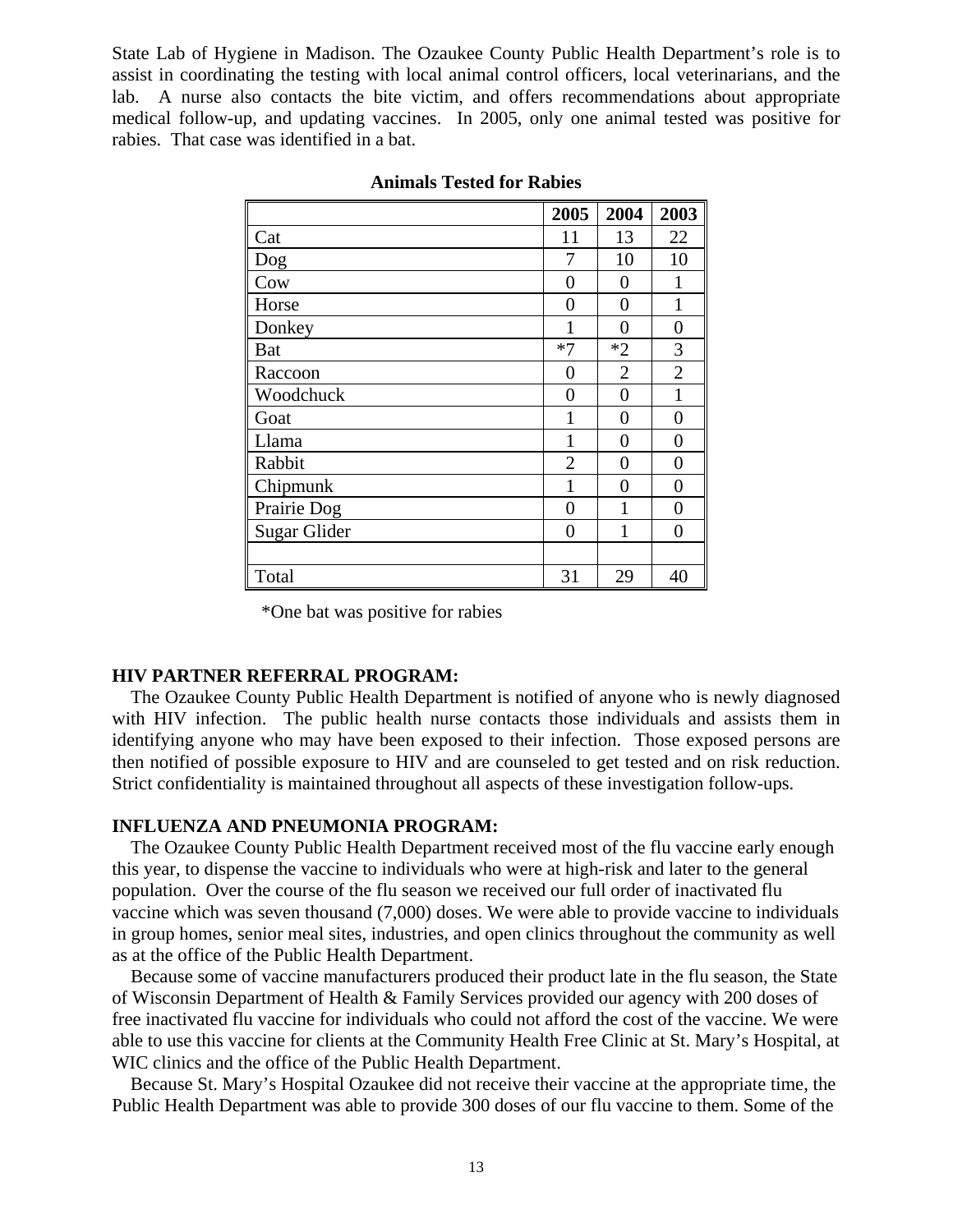State Lab of Hygiene in Madison. The Ozaukee County Public Health Department's role is to assist in coordinating the testing with local animal control officers, local veterinarians, and the lab. A nurse also contacts the bite victim, and offers recommendations about appropriate medical follow-up, and updating vaccines. In 2005, only one animal tested was positive for rabies. That case was identified in a bat.

**Animals Tested for Rabies**

| | 2005 | 2004 | 2003 |
|---|---|---|---|
| Cat | 11 | 13 | 22 |
| Dog | 7 | 10 | 10 |
| Cow | 0 | 0 | 1 |
| Horse | 0 | 0 | 1 |
| Donkey | 1 | 0 | 0 |
| Bat | *7 | *2 | 3 |
| Raccoon | 0 | 2 | 2 |
| Woodchuck | 0 | 0 | 1 |
| Goat | 1 | 0 | 0 |
| Llama | 1 | 0 | 0 |
| Rabbit | 2 | 0 | 0 |
| Chipmunk | 1 | 0 | 0 |
| Prairie Dog | 0 | 1 | 0 |
| Sugar Glider | 0 | 1 | 0 |
| | | | |
| Total | 31 | 29 | 40 |

*One bat was positive for rabies

**HIV PARTNER REFERRAL PROGRAM:**

The Ozaukee County Public Health Department is notified of anyone who is newly diagnosed with HIV infection. The public health nurse contacts those individuals and assists them in identifying anyone who may have been exposed to their infection. Those exposed persons are then notified of possible exposure to HIV and are counseled to get tested and on risk reduction. Strict confidentiality is maintained throughout all aspects of these investigation follow-ups.

**INFLUENZA AND PNEUMONIA PROGRAM:**

The Ozaukee County Public Health Department received most of the flu vaccine early enough this year, to dispense the vaccine to individuals who were at high-risk and later to the general population. Over the course of the flu season we received our full order of inactivated flu vaccine which was seven thousand (7,000) doses. We were able to provide vaccine to individuals in group homes, senior meal sites, industries, and open clinics throughout the community as well as at the office of the Public Health Department.

Because some of vaccine manufacturers produced their product late in the flu season, the State of Wisconsin Department of Health & Family Services provided our agency with 200 doses of free inactivated flu vaccine for individuals who could not afford the cost of the vaccine. We were able to use this vaccine for clients at the Community Health Free Clinic at St. Mary's Hospital, at WIC clinics and the office of the Public Health Department.

Because St. Mary's Hospital Ozaukee did not receive their vaccine at the appropriate time, the Public Health Department was able to provide 300 doses of our flu vaccine to them. Some of the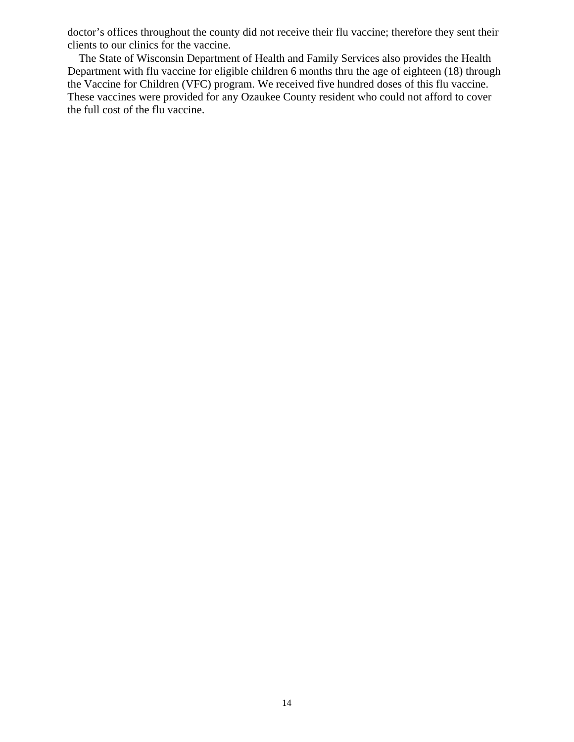doctor's offices throughout the county did not receive their flu vaccine; therefore they sent their clients to our clinics for the vaccine.

The State of Wisconsin Department of Health and Family Services also provides the Health Department with flu vaccine for eligible children 6 months thru the age of eighteen (18) through the Vaccine for Children (VFC) program. We received five hundred doses of this flu vaccine. These vaccines were provided for any Ozaukee County resident who could not afford to cover the full cost of the flu vaccine.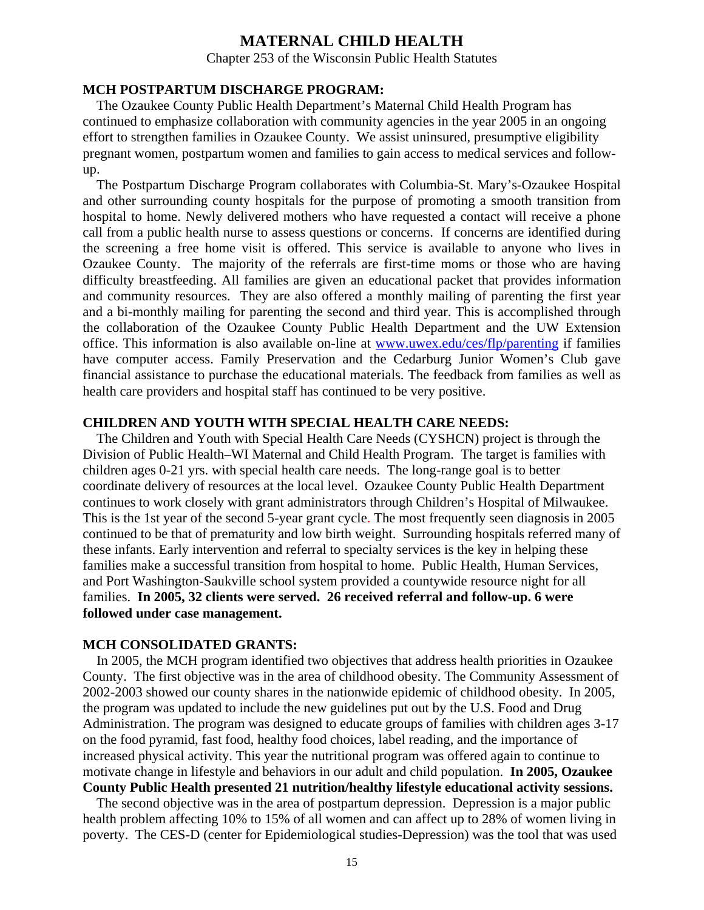# MATERNAL CHILD HEALTH

Chapter 253 of the Wisconsin Public Health Statutes

## MCH POSTPARTUM DISCHARGE PROGRAM:

The Ozaukee County Public Health Department's Maternal Child Health Program has continued to emphasize collaboration with community agencies in the year 2005 in an ongoing effort to strengthen families in Ozaukee County. We assist uninsured, presumptive eligibility pregnant women, postpartum women and families to gain access to medical services and follow-up.

The Postpartum Discharge Program collaborates with Columbia-St. Mary's-Ozaukee Hospital and other surrounding county hospitals for the purpose of promoting a smooth transition from hospital to home. Newly delivered mothers who have requested a contact will receive a phone call from a public health nurse to assess questions or concerns. If concerns are identified during the screening a free home visit is offered. This service is available to anyone who lives in Ozaukee County. The majority of the referrals are first-time moms or those who are having difficulty breastfeeding. All families are given an educational packet that provides information and community resources. They are also offered a monthly mailing of parenting the first year and a bi-monthly mailing for parenting the second and third year. This is accomplished through the collaboration of the Ozaukee County Public Health Department and the UW Extension office. This information is also available on-line at www.uwex.edu/ces/flp/parenting if families have computer access. Family Preservation and the Cedarburg Junior Women's Club gave financial assistance to purchase the educational materials. The feedback from families as well as health care providers and hospital staff has continued to be very positive.

## CHILDREN AND YOUTH WITH SPECIAL HEALTH CARE NEEDS:

The Children and Youth with Special Health Care Needs (CYSHCN) project is through the Division of Public Health–WI Maternal and Child Health Program. The target is families with children ages 0-21 yrs. with special health care needs. The long-range goal is to better coordinate delivery of resources at the local level. Ozaukee County Public Health Department continues to work closely with grant administrators through Children's Hospital of Milwaukee. This is the 1st year of the second 5-year grant cycle. The most frequently seen diagnosis in 2005 continued to be that of prematurity and low birth weight. Surrounding hospitals referred many of these infants. Early intervention and referral to specialty services is the key in helping these families make a successful transition from hospital to home. Public Health, Human Services, and Port Washington-Saukville school system provided a countywide resource night for all families. **In 2005, 32 clients were served. 26 received referral and follow-up. 6 were followed under case management.**

## MCH CONSOLIDATED GRANTS:

In 2005, the MCH program identified two objectives that address health priorities in Ozaukee County. The first objective was in the area of childhood obesity. The Community Assessment of 2002-2003 showed our county shares in the nationwide epidemic of childhood obesity. In 2005, the program was updated to include the new guidelines put out by the U.S. Food and Drug Administration. The program was designed to educate groups of families with children ages 3-17 on the food pyramid, fast food, healthy food choices, label reading, and the importance of increased physical activity. This year the nutritional program was offered again to continue to motivate change in lifestyle and behaviors in our adult and child population. **In 2005, Ozaukee County Public Health presented 21 nutrition/healthy lifestyle educational activity sessions.**

The second objective was in the area of postpartum depression. Depression is a major public health problem affecting 10% to 15% of all women and can affect up to 28% of women living in poverty. The CES-D (center for Epidemiological studies-Depression) was the tool that was used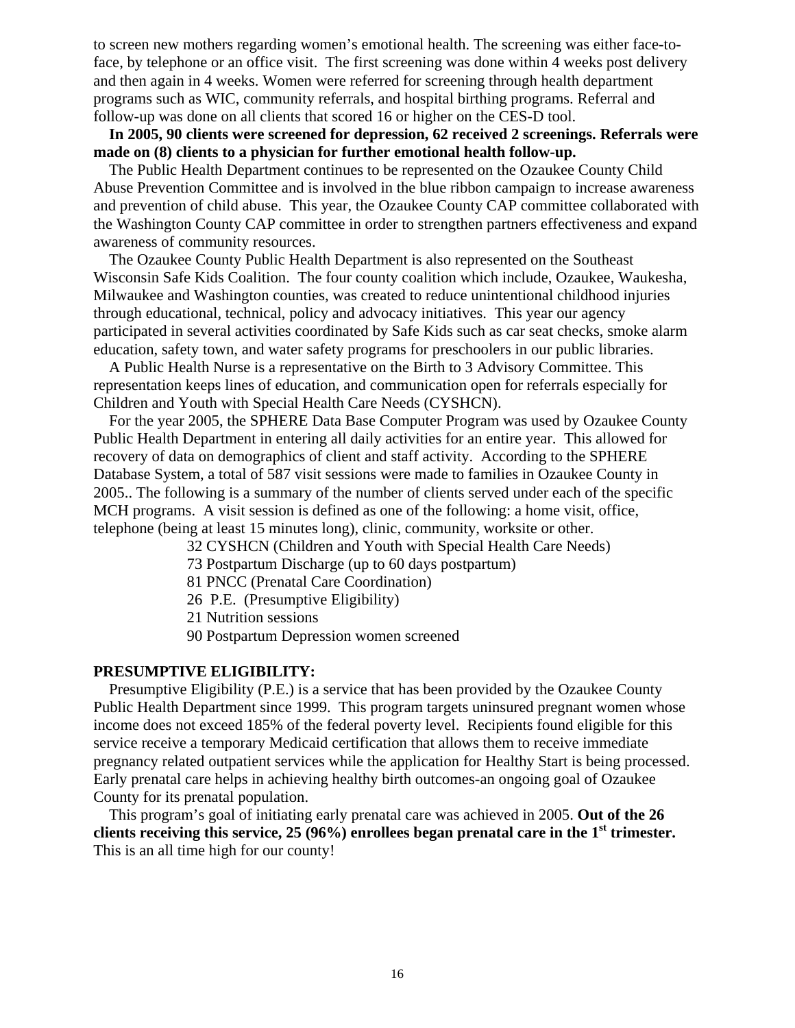to screen new mothers regarding women's emotional health. The screening was either face-to-face, by telephone or an office visit. The first screening was done within 4 weeks post delivery and then again in 4 weeks. Women were referred for screening through health department programs such as WIC, community referrals, and hospital birthing programs. Referral and follow-up was done on all clients that scored 16 or higher on the CES-D tool.

**In 2005, 90 clients were screened for depression, 62 received 2 screenings. Referrals were made on (8) clients to a physician for further emotional health follow-up.**

The Public Health Department continues to be represented on the Ozaukee County Child Abuse Prevention Committee and is involved in the blue ribbon campaign to increase awareness and prevention of child abuse. This year, the Ozaukee County CAP committee collaborated with the Washington County CAP committee in order to strengthen partners effectiveness and expand awareness of community resources.

The Ozaukee County Public Health Department is also represented on the Southeast Wisconsin Safe Kids Coalition. The four county coalition which include, Ozaukee, Waukesha, Milwaukee and Washington counties, was created to reduce unintentional childhood injuries through educational, technical, policy and advocacy initiatives. This year our agency participated in several activities coordinated by Safe Kids such as car seat checks, smoke alarm education, safety town, and water safety programs for preschoolers in our public libraries.

A Public Health Nurse is a representative on the Birth to 3 Advisory Committee. This representation keeps lines of education, and communication open for referrals especially for Children and Youth with Special Health Care Needs (CYSHCN).

For the year 2005, the SPHERE Data Base Computer Program was used by Ozaukee County Public Health Department in entering all daily activities for an entire year. This allowed for recovery of data on demographics of client and staff activity. According to the SPHERE Database System, a total of 587 visit sessions were made to families in Ozaukee County in 2005.. The following is a summary of the number of clients served under each of the specific MCH programs. A visit session is defined as one of the following: a home visit, office, telephone (being at least 15 minutes long), clinic, community, worksite or other.

- 32 CYSHCN (Children and Youth with Special Health Care Needs)
- 73 Postpartum Discharge (up to 60 days postpartum)
- 81 PNCC (Prenatal Care Coordination)
- 26 P.E. (Presumptive Eligibility)
- 21 Nutrition sessions
- 90 Postpartum Depression women screened

**PRESUMPTIVE ELIGIBILITY:**

Presumptive Eligibility (P.E.) is a service that has been provided by the Ozaukee County Public Health Department since 1999. This program targets uninsured pregnant women whose income does not exceed 185% of the federal poverty level. Recipients found eligible for this service receive a temporary Medicaid certification that allows them to receive immediate pregnancy related outpatient services while the application for Healthy Start is being processed. Early prenatal care helps in achieving healthy birth outcomes-an ongoing goal of Ozaukee County for its prenatal population.

This program's goal of initiating early prenatal care was achieved in 2005. **Out of the 26 clients receiving this service, 25 (96%) enrollees began prenatal care in the 1st trimester.** This is an all time high for our county!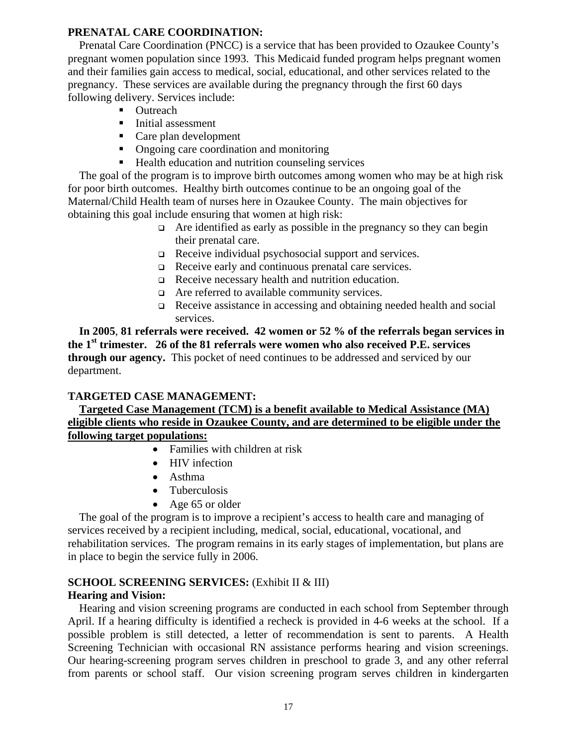**PRENATAL CARE COORDINATION:**

Prenatal Care Coordination (PNCC) is a service that has been provided to Ozaukee County's pregnant women population since 1993. This Medicaid funded program helps pregnant women and their families gain access to medical, social, educational, and other services related to the pregnancy. These services are available during the pregnancy through the first 60 days following delivery. Services include:

- Outreach
- Initial assessment
- Care plan development
- Ongoing care coordination and monitoring
- Health education and nutrition counseling services

The goal of the program is to improve birth outcomes among women who may be at high risk for poor birth outcomes. Healthy birth outcomes continue to be an ongoing goal of the Maternal/Child Health team of nurses here in Ozaukee County. The main objectives for obtaining this goal include ensuring that women at high risk:

- Are identified as early as possible in the pregnancy so they can begin their prenatal care.
- Receive individual psychosocial support and services.
- Receive early and continuous prenatal care services.
- Receive necessary health and nutrition education.
- Are referred to available community services.
- Receive assistance in accessing and obtaining needed health and social services.

**In 2005**, **81 referrals were received. 42 women or 52 % of the referrals began services in the 1st trimester. 26 of the 81 referrals were women who also received P.E. services through our agency.** This pocket of need continues to be addressed and serviced by our department.

**TARGETED CASE MANAGEMENT:**

**Targeted Case Management (TCM) is a benefit available to Medical Assistance (MA) eligible clients who reside in Ozaukee County, and are determined to be eligible under the following target populations:**

- Families with children at risk
- HIV infection
- Asthma
- Tuberculosis
- Age 65 or older

The goal of the program is to improve a recipient's access to health care and managing of services received by a recipient including, medical, social, educational, vocational, and rehabilitation services. The program remains in its early stages of implementation, but plans are in place to begin the service fully in 2006.

**SCHOOL SCREENING SERVICES:** (Exhibit II & III)

**Hearing and Vision:**

Hearing and vision screening programs are conducted in each school from September through April. If a hearing difficulty is identified a recheck is provided in 4-6 weeks at the school. If a possible problem is still detected, a letter of recommendation is sent to parents. A Health Screening Technician with occasional RN assistance performs hearing and vision screenings. Our hearing-screening program serves children in preschool to grade 3, and any other referral from parents or school staff. Our vision screening program serves children in kindergarten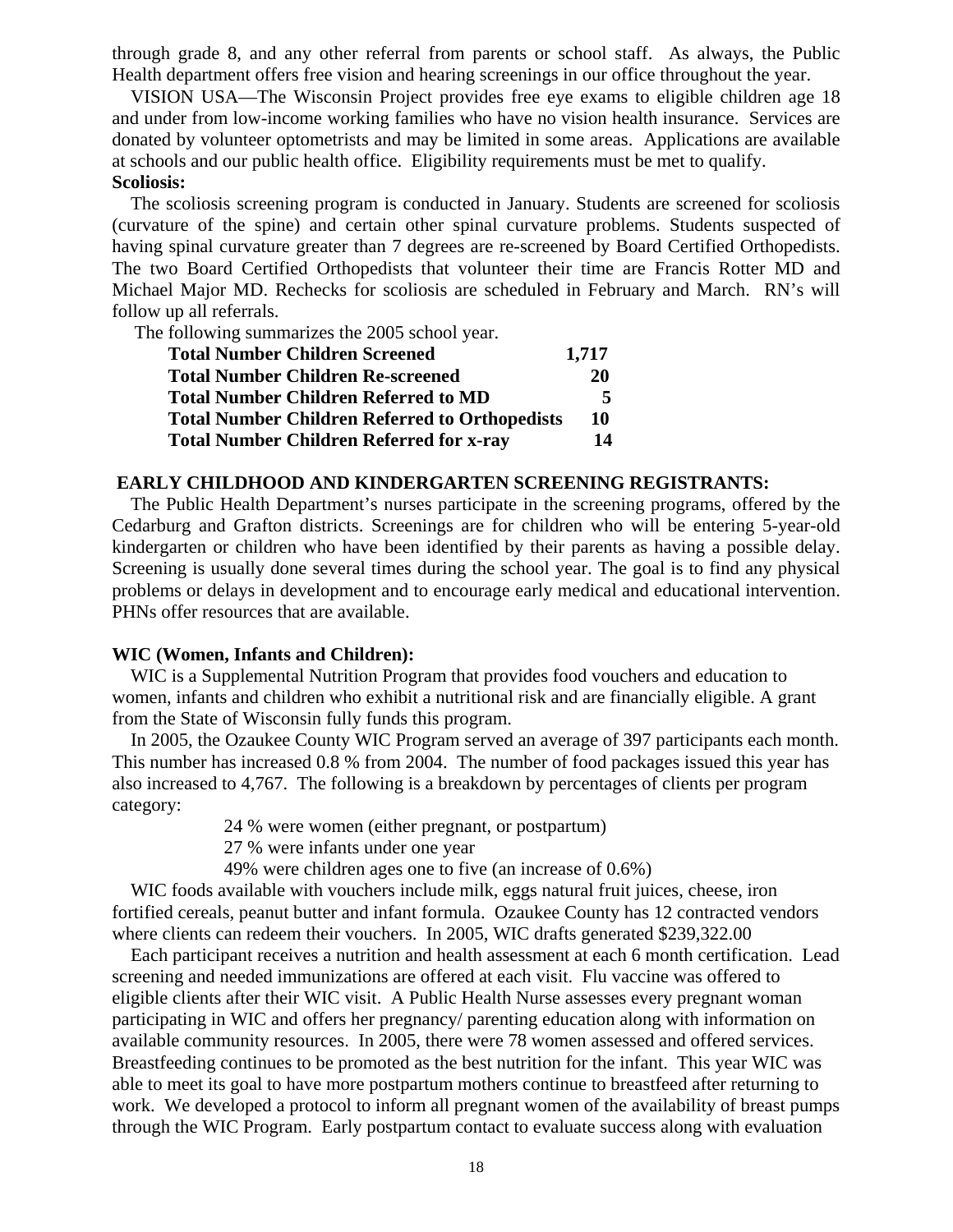through grade 8, and any other referral from parents or school staff. As always, the Public Health department offers free vision and hearing screenings in our office throughout the year.

VISION USA—The Wisconsin Project provides free eye exams to eligible children age 18 and under from low-income working families who have no vision health insurance. Services are donated by volunteer optometrists and may be limited in some areas. Applications are available at schools and our public health office. Eligibility requirements must be met to qualify.

**Scoliosis:**

The scoliosis screening program is conducted in January. Students are screened for scoliosis (curvature of the spine) and certain other spinal curvature problems. Students suspected of having spinal curvature greater than 7 degrees are re-screened by Board Certified Orthopedists. The two Board Certified Orthopedists that volunteer their time are Francis Rotter MD and Michael Major MD. Rechecks for scoliosis are scheduled in February and March. RN's will follow up all referrals.

The following summarizes the 2005 school year.

| | |
|---|---|
| **Total Number Children Screened** | **1,717** |
| **Total Number Children Re-screened** | **20** |
| **Total Number Children Referred to MD** | **5** |
| **Total Number Children Referred to Orthopedists** | **10** |
| **Total Number Children Referred for x-ray** | **14** |

**EARLY CHILDHOOD AND KINDERGARTEN SCREENING REGISTRANTS:**

The Public Health Department's nurses participate in the screening programs, offered by the Cedarburg and Grafton districts. Screenings are for children who will be entering 5-year-old kindergarten or children who have been identified by their parents as having a possible delay. Screening is usually done several times during the school year. The goal is to find any physical problems or delays in development and to encourage early medical and educational intervention. PHNs offer resources that are available.

**WIC (Women, Infants and Children):**

WIC is a Supplemental Nutrition Program that provides food vouchers and education to women, infants and children who exhibit a nutritional risk and are financially eligible. A grant from the State of Wisconsin fully funds this program.

In 2005, the Ozaukee County WIC Program served an average of 397 participants each month. This number has increased 0.8 % from 2004. The number of food packages issued this year has also increased to 4,767. The following is a breakdown by percentages of clients per program category:

24 % were women (either pregnant, or postpartum)

27 % were infants under one year

49% were children ages one to five (an increase of 0.6%)

WIC foods available with vouchers include milk, eggs natural fruit juices, cheese, iron fortified cereals, peanut butter and infant formula. Ozaukee County has 12 contracted vendors where clients can redeem their vouchers. In 2005, WIC drafts generated $239,322.00

Each participant receives a nutrition and health assessment at each 6 month certification. Lead screening and needed immunizations are offered at each visit. Flu vaccine was offered to eligible clients after their WIC visit. A Public Health Nurse assesses every pregnant woman participating in WIC and offers her pregnancy/ parenting education along with information on available community resources. In 2005, there were 78 women assessed and offered services. Breastfeeding continues to be promoted as the best nutrition for the infant. This year WIC was able to meet its goal to have more postpartum mothers continue to breastfeed after returning to work. We developed a protocol to inform all pregnant women of the availability of breast pumps through the WIC Program. Early postpartum contact to evaluate success along with evaluation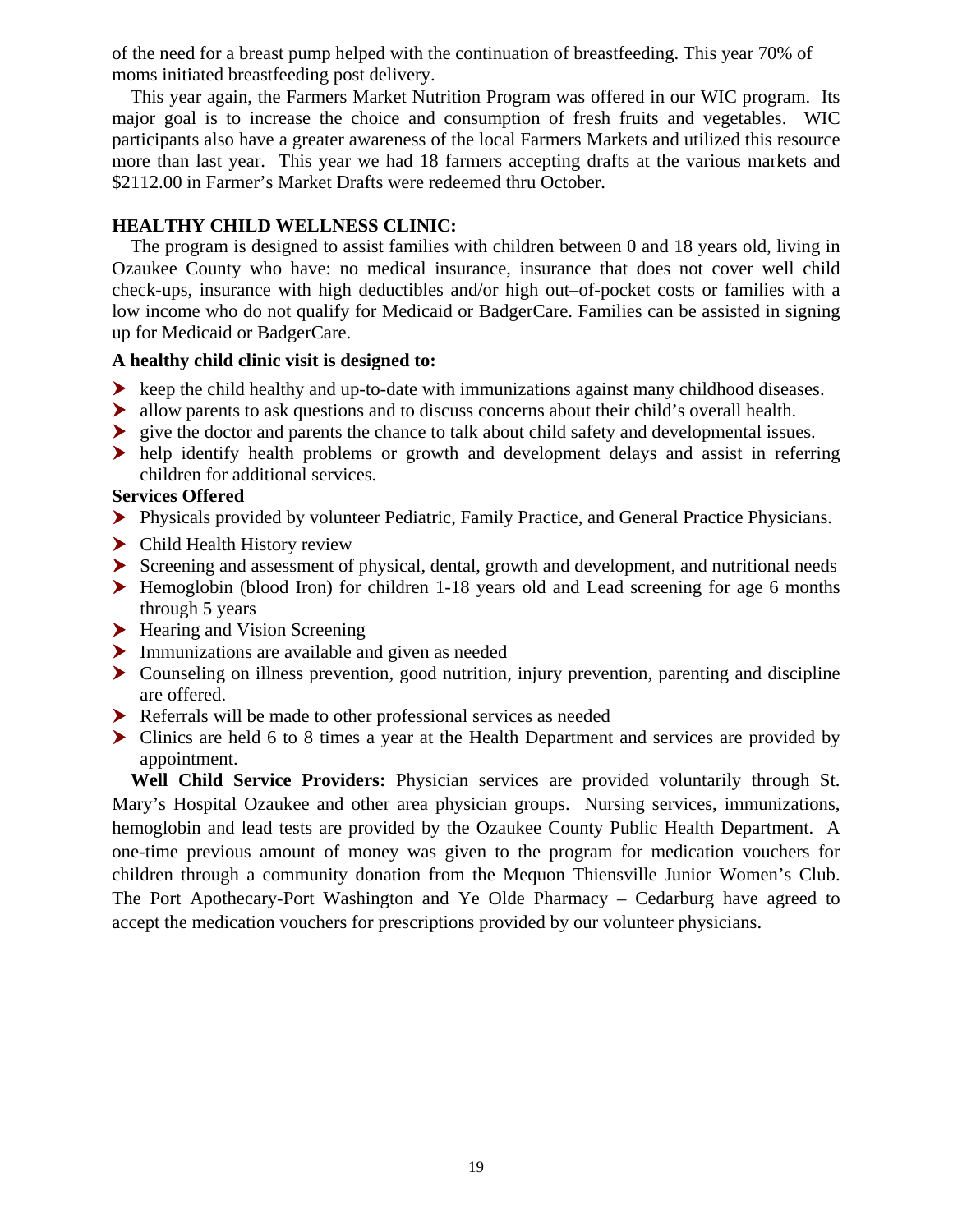of the need for a breast pump helped with the continuation of breastfeeding. This year 70% of moms initiated breastfeeding post delivery.

This year again, the Farmers Market Nutrition Program was offered in our WIC program. Its major goal is to increase the choice and consumption of fresh fruits and vegetables. WIC participants also have a greater awareness of the local Farmers Markets and utilized this resource more than last year. This year we had 18 farmers accepting drafts at the various markets and $2112.00 in Farmer's Market Drafts were redeemed thru October.

## HEALTHY CHILD WELLNESS CLINIC:

The program is designed to assist families with children between 0 and 18 years old, living in Ozaukee County who have: no medical insurance, insurance that does not cover well child check-ups, insurance with high deductibles and/or high out–of-pocket costs or families with a low income who do not qualify for Medicaid or BadgerCare. Families can be assisted in signing up for Medicaid or BadgerCare.

**A healthy child clinic visit is designed to:**

- keep the child healthy and up-to-date with immunizations against many childhood diseases.
- allow parents to ask questions and to discuss concerns about their child's overall health.
- give the doctor and parents the chance to talk about child safety and developmental issues.
- help identify health problems or growth and development delays and assist in referring children for additional services.

**Services Offered**

- Physicals provided by volunteer Pediatric, Family Practice, and General Practice Physicians.
- Child Health History review
- Screening and assessment of physical, dental, growth and development, and nutritional needs
- Hemoglobin (blood Iron) for children 1-18 years old and Lead screening for age 6 months through 5 years
- Hearing and Vision Screening
- Immunizations are available and given as needed
- Counseling on illness prevention, good nutrition, injury prevention, parenting and discipline are offered.
- Referrals will be made to other professional services as needed
- Clinics are held 6 to 8 times a year at the Health Department and services are provided by appointment.

**Well Child Service Providers:** Physician services are provided voluntarily through St. Mary's Hospital Ozaukee and other area physician groups. Nursing services, immunizations, hemoglobin and lead tests are provided by the Ozaukee County Public Health Department. A one-time previous amount of money was given to the program for medication vouchers for children through a community donation from the Mequon Thiensville Junior Women's Club. The Port Apothecary-Port Washington and Ye Olde Pharmacy – Cedarburg have agreed to accept the medication vouchers for prescriptions provided by our volunteer physicians.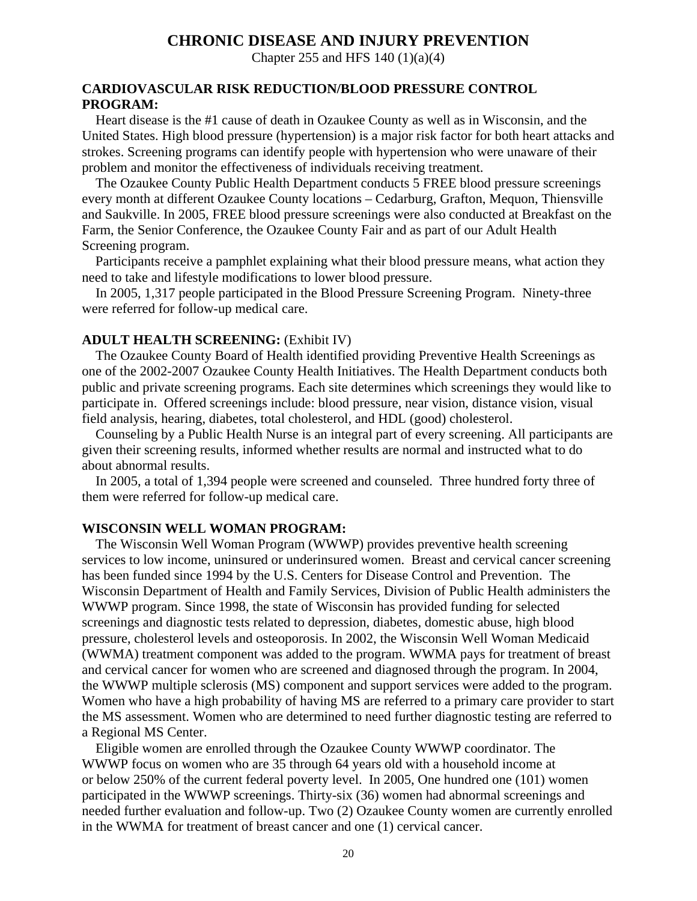# CHRONIC DISEASE AND INJURY PREVENTION

Chapter 255 and HFS 140 (1)(a)(4)

## CARDIOVASCULAR RISK REDUCTION/BLOOD PRESSURE CONTROL PROGRAM:

Heart disease is the #1 cause of death in Ozaukee County as well as in Wisconsin, and the United States. High blood pressure (hypertension) is a major risk factor for both heart attacks and strokes. Screening programs can identify people with hypertension who were unaware of their problem and monitor the effectiveness of individuals receiving treatment.

The Ozaukee County Public Health Department conducts 5 FREE blood pressure screenings every month at different Ozaukee County locations – Cedarburg, Grafton, Mequon, Thiensville and Saukville. In 2005, FREE blood pressure screenings were also conducted at Breakfast on the Farm, the Senior Conference, the Ozaukee County Fair and as part of our Adult Health Screening program.

Participants receive a pamphlet explaining what their blood pressure means, what action they need to take and lifestyle modifications to lower blood pressure.

In 2005, 1,317 people participated in the Blood Pressure Screening Program. Ninety-three were referred for follow-up medical care.

## ADULT HEALTH SCREENING: (Exhibit IV)

The Ozaukee County Board of Health identified providing Preventive Health Screenings as one of the 2002-2007 Ozaukee County Health Initiatives. The Health Department conducts both public and private screening programs. Each site determines which screenings they would like to participate in. Offered screenings include: blood pressure, near vision, distance vision, visual field analysis, hearing, diabetes, total cholesterol, and HDL (good) cholesterol.

Counseling by a Public Health Nurse is an integral part of every screening. All participants are given their screening results, informed whether results are normal and instructed what to do about abnormal results.

In 2005, a total of 1,394 people were screened and counseled. Three hundred forty three of them were referred for follow-up medical care.

## WISCONSIN WELL WOMAN PROGRAM:

The Wisconsin Well Woman Program (WWWP) provides preventive health screening services to low income, uninsured or underinsured women. Breast and cervical cancer screening has been funded since 1994 by the U.S. Centers for Disease Control and Prevention. The Wisconsin Department of Health and Family Services, Division of Public Health administers the WWWP program. Since 1998, the state of Wisconsin has provided funding for selected screenings and diagnostic tests related to depression, diabetes, domestic abuse, high blood pressure, cholesterol levels and osteoporosis. In 2002, the Wisconsin Well Woman Medicaid (WWMA) treatment component was added to the program. WWMA pays for treatment of breast and cervical cancer for women who are screened and diagnosed through the program. In 2004, the WWWP multiple sclerosis (MS) component and support services were added to the program. Women who have a high probability of having MS are referred to a primary care provider to start the MS assessment. Women who are determined to need further diagnostic testing are referred to a Regional MS Center.

Eligible women are enrolled through the Ozaukee County WWWP coordinator. The WWWP focus on women who are 35 through 64 years old with a household income at or below 250% of the current federal poverty level. In 2005, One hundred one (101) women participated in the WWWP screenings. Thirty-six (36) women had abnormal screenings and needed further evaluation and follow-up. Two (2) Ozaukee County women are currently enrolled in the WWMA for treatment of breast cancer and one (1) cervical cancer.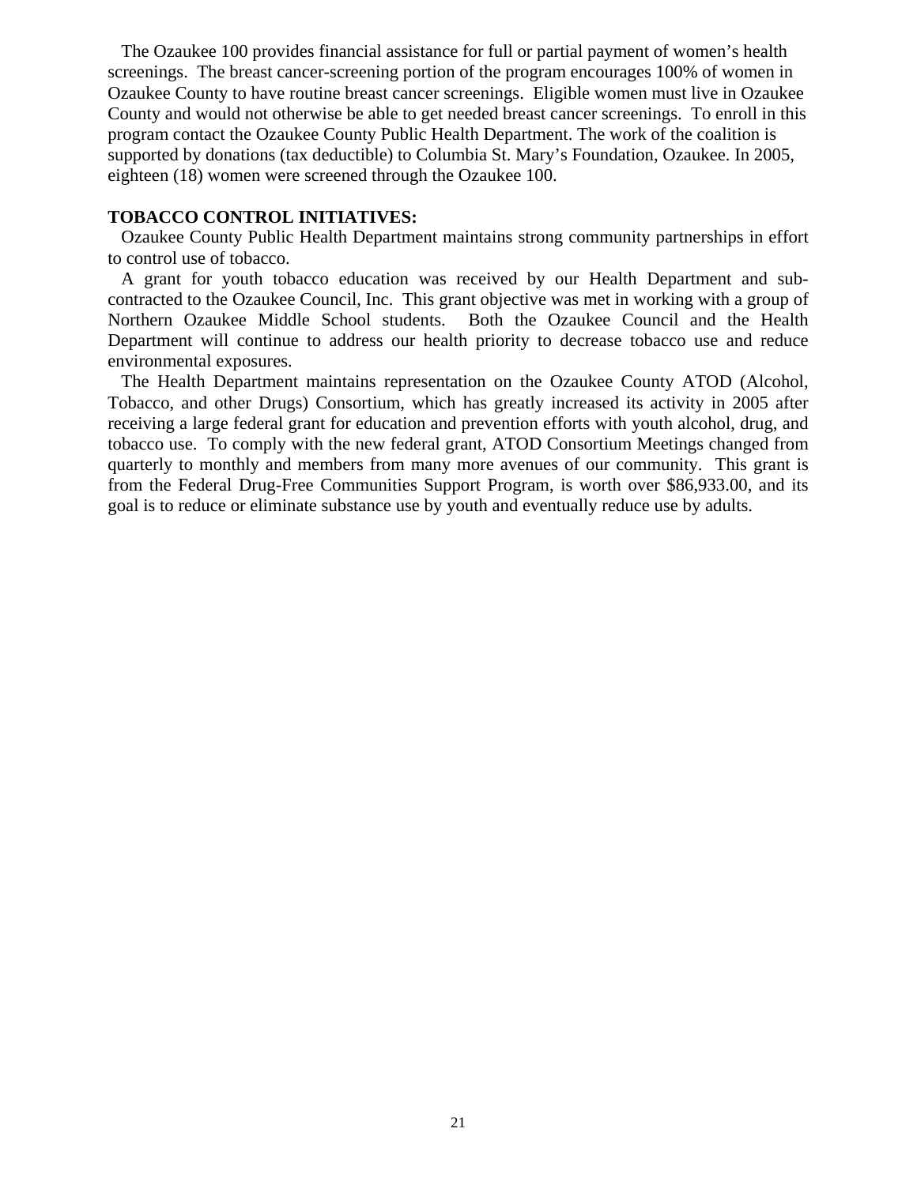The Ozaukee 100 provides financial assistance for full or partial payment of women's health screenings. The breast cancer-screening portion of the program encourages 100% of women in Ozaukee County to have routine breast cancer screenings. Eligible women must live in Ozaukee County and would not otherwise be able to get needed breast cancer screenings. To enroll in this program contact the Ozaukee County Public Health Department. The work of the coalition is supported by donations (tax deductible) to Columbia St. Mary's Foundation, Ozaukee. In 2005, eighteen (18) women were screened through the Ozaukee 100.

**TOBACCO CONTROL INITIATIVES:**

Ozaukee County Public Health Department maintains strong community partnerships in effort to control use of tobacco.

A grant for youth tobacco education was received by our Health Department and sub-contracted to the Ozaukee Council, Inc. This grant objective was met in working with a group of Northern Ozaukee Middle School students. Both the Ozaukee Council and the Health Department will continue to address our health priority to decrease tobacco use and reduce environmental exposures.

The Health Department maintains representation on the Ozaukee County ATOD (Alcohol, Tobacco, and other Drugs) Consortium, which has greatly increased its activity in 2005 after receiving a large federal grant for education and prevention efforts with youth alcohol, drug, and tobacco use. To comply with the new federal grant, ATOD Consortium Meetings changed from quarterly to monthly and members from many more avenues of our community. This grant is from the Federal Drug-Free Communities Support Program, is worth over $86,933.00, and its goal is to reduce or eliminate substance use by youth and eventually reduce use by adults.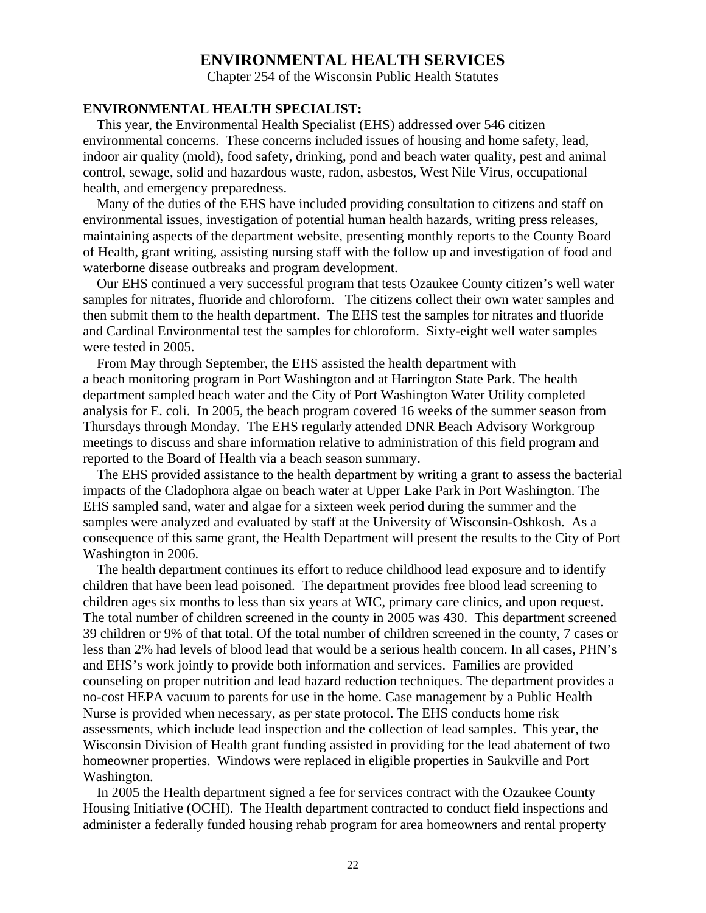# ENVIRONMENTAL HEALTH SERVICES

Chapter 254 of the Wisconsin Public Health Statutes

## ENVIRONMENTAL HEALTH SPECIALIST:

This year, the Environmental Health Specialist (EHS) addressed over 546 citizen environmental concerns. These concerns included issues of housing and home safety, lead, indoor air quality (mold), food safety, drinking, pond and beach water quality, pest and animal control, sewage, solid and hazardous waste, radon, asbestos, West Nile Virus, occupational health, and emergency preparedness.

Many of the duties of the EHS have included providing consultation to citizens and staff on environmental issues, investigation of potential human health hazards, writing press releases, maintaining aspects of the department website, presenting monthly reports to the County Board of Health, grant writing, assisting nursing staff with the follow up and investigation of food and waterborne disease outbreaks and program development.

Our EHS continued a very successful program that tests Ozaukee County citizen's well water samples for nitrates, fluoride and chloroform. The citizens collect their own water samples and then submit them to the health department. The EHS test the samples for nitrates and fluoride and Cardinal Environmental test the samples for chloroform. Sixty-eight well water samples were tested in 2005.

From May through September, the EHS assisted the health department with a beach monitoring program in Port Washington and at Harrington State Park. The health department sampled beach water and the City of Port Washington Water Utility completed analysis for E. coli. In 2005, the beach program covered 16 weeks of the summer season from Thursdays through Monday. The EHS regularly attended DNR Beach Advisory Workgroup meetings to discuss and share information relative to administration of this field program and reported to the Board of Health via a beach season summary.

The EHS provided assistance to the health department by writing a grant to assess the bacterial impacts of the Cladophora algae on beach water at Upper Lake Park in Port Washington. The EHS sampled sand, water and algae for a sixteen week period during the summer and the samples were analyzed and evaluated by staff at the University of Wisconsin-Oshkosh. As a consequence of this same grant, the Health Department will present the results to the City of Port Washington in 2006.

The health department continues its effort to reduce childhood lead exposure and to identify children that have been lead poisoned. The department provides free blood lead screening to children ages six months to less than six years at WIC, primary care clinics, and upon request. The total number of children screened in the county in 2005 was 430. This department screened 39 children or 9% of that total. Of the total number of children screened in the county, 7 cases or less than 2% had levels of blood lead that would be a serious health concern. In all cases, PHN's and EHS's work jointly to provide both information and services. Families are provided counseling on proper nutrition and lead hazard reduction techniques. The department provides a no-cost HEPA vacuum to parents for use in the home. Case management by a Public Health Nurse is provided when necessary, as per state protocol. The EHS conducts home risk assessments, which include lead inspection and the collection of lead samples. This year, the Wisconsin Division of Health grant funding assisted in providing for the lead abatement of two homeowner properties. Windows were replaced in eligible properties in Saukville and Port Washington.

In 2005 the Health department signed a fee for services contract with the Ozaukee County Housing Initiative (OCHI). The Health department contracted to conduct field inspections and administer a federally funded housing rehab program for area homeowners and rental property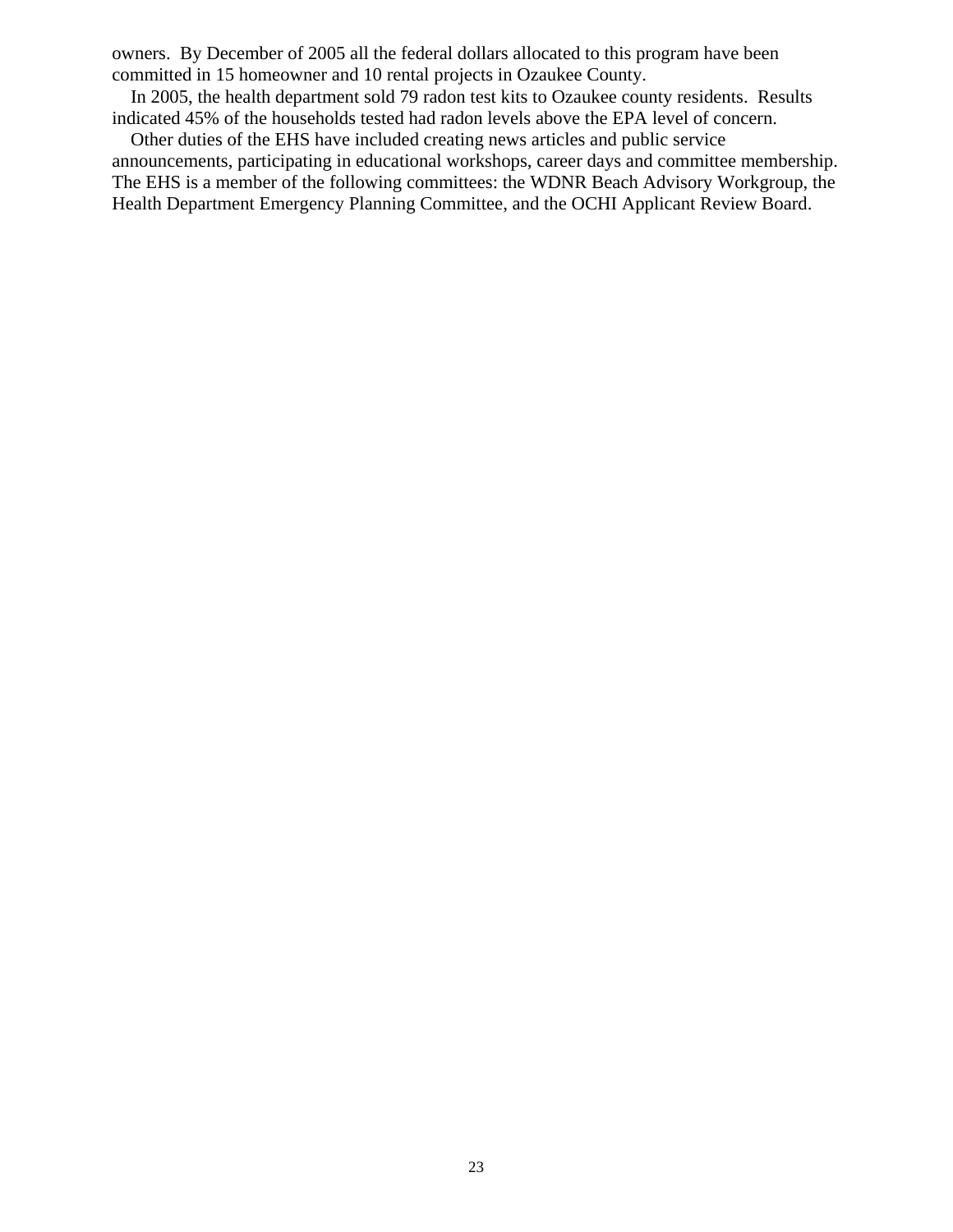owners. By December of 2005 all the federal dollars allocated to this program have been committed in 15 homeowner and 10 rental projects in Ozaukee County.

In 2005, the health department sold 79 radon test kits to Ozaukee county residents. Results indicated 45% of the households tested had radon levels above the EPA level of concern.

Other duties of the EHS have included creating news articles and public service announcements, participating in educational workshops, career days and committee membership. The EHS is a member of the following committees: the WDNR Beach Advisory Workgroup, the Health Department Emergency Planning Committee, and the OCHI Applicant Review Board.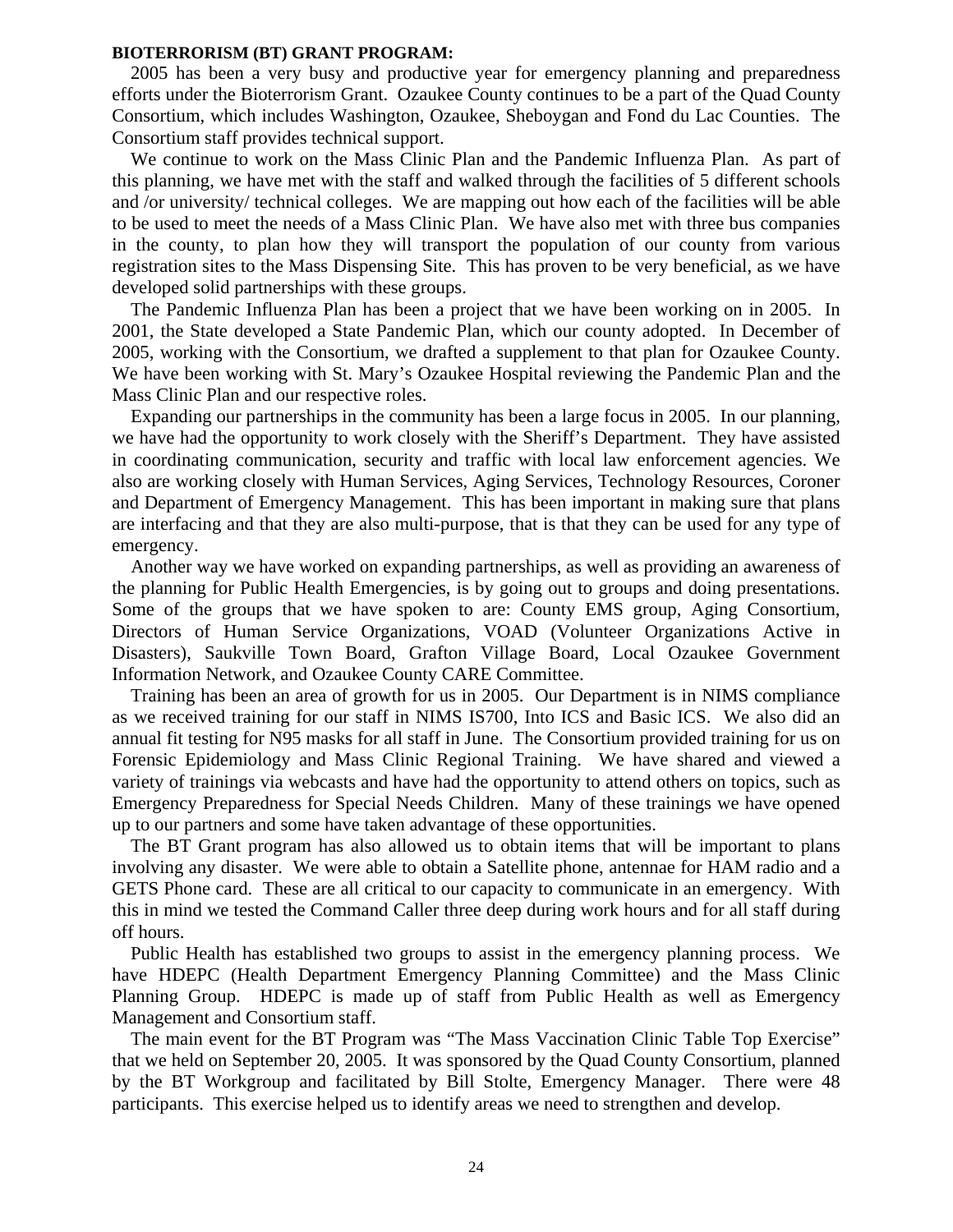**BIOTERRORISM (BT) GRANT PROGRAM:**

2005 has been a very busy and productive year for emergency planning and preparedness efforts under the Bioterrorism Grant. Ozaukee County continues to be a part of the Quad County Consortium, which includes Washington, Ozaukee, Sheboygan and Fond du Lac Counties. The Consortium staff provides technical support.

We continue to work on the Mass Clinic Plan and the Pandemic Influenza Plan. As part of this planning, we have met with the staff and walked through the facilities of 5 different schools and /or university/ technical colleges. We are mapping out how each of the facilities will be able to be used to meet the needs of a Mass Clinic Plan. We have also met with three bus companies in the county, to plan how they will transport the population of our county from various registration sites to the Mass Dispensing Site. This has proven to be very beneficial, as we have developed solid partnerships with these groups.

The Pandemic Influenza Plan has been a project that we have been working on in 2005. In 2001, the State developed a State Pandemic Plan, which our county adopted. In December of 2005, working with the Consortium, we drafted a supplement to that plan for Ozaukee County. We have been working with St. Mary's Ozaukee Hospital reviewing the Pandemic Plan and the Mass Clinic Plan and our respective roles.

Expanding our partnerships in the community has been a large focus in 2005. In our planning, we have had the opportunity to work closely with the Sheriff's Department. They have assisted in coordinating communication, security and traffic with local law enforcement agencies. We also are working closely with Human Services, Aging Services, Technology Resources, Coroner and Department of Emergency Management. This has been important in making sure that plans are interfacing and that they are also multi-purpose, that is that they can be used for any type of emergency.

Another way we have worked on expanding partnerships, as well as providing an awareness of the planning for Public Health Emergencies, is by going out to groups and doing presentations. Some of the groups that we have spoken to are: County EMS group, Aging Consortium, Directors of Human Service Organizations, VOAD (Volunteer Organizations Active in Disasters), Saukville Town Board, Grafton Village Board, Local Ozaukee Government Information Network, and Ozaukee County CARE Committee.

Training has been an area of growth for us in 2005. Our Department is in NIMS compliance as we received training for our staff in NIMS IS700, Into ICS and Basic ICS. We also did an annual fit testing for N95 masks for all staff in June. The Consortium provided training for us on Forensic Epidemiology and Mass Clinic Regional Training. We have shared and viewed a variety of trainings via webcasts and have had the opportunity to attend others on topics, such as Emergency Preparedness for Special Needs Children. Many of these trainings we have opened up to our partners and some have taken advantage of these opportunities.

The BT Grant program has also allowed us to obtain items that will be important to plans involving any disaster. We were able to obtain a Satellite phone, antennae for HAM radio and a GETS Phone card. These are all critical to our capacity to communicate in an emergency. With this in mind we tested the Command Caller three deep during work hours and for all staff during off hours.

Public Health has established two groups to assist in the emergency planning process. We have HDEPC (Health Department Emergency Planning Committee) and the Mass Clinic Planning Group. HDEPC is made up of staff from Public Health as well as Emergency Management and Consortium staff.

The main event for the BT Program was "The Mass Vaccination Clinic Table Top Exercise" that we held on September 20, 2005. It was sponsored by the Quad County Consortium, planned by the BT Workgroup and facilitated by Bill Stolte, Emergency Manager. There were 48 participants. This exercise helped us to identify areas we need to strengthen and develop.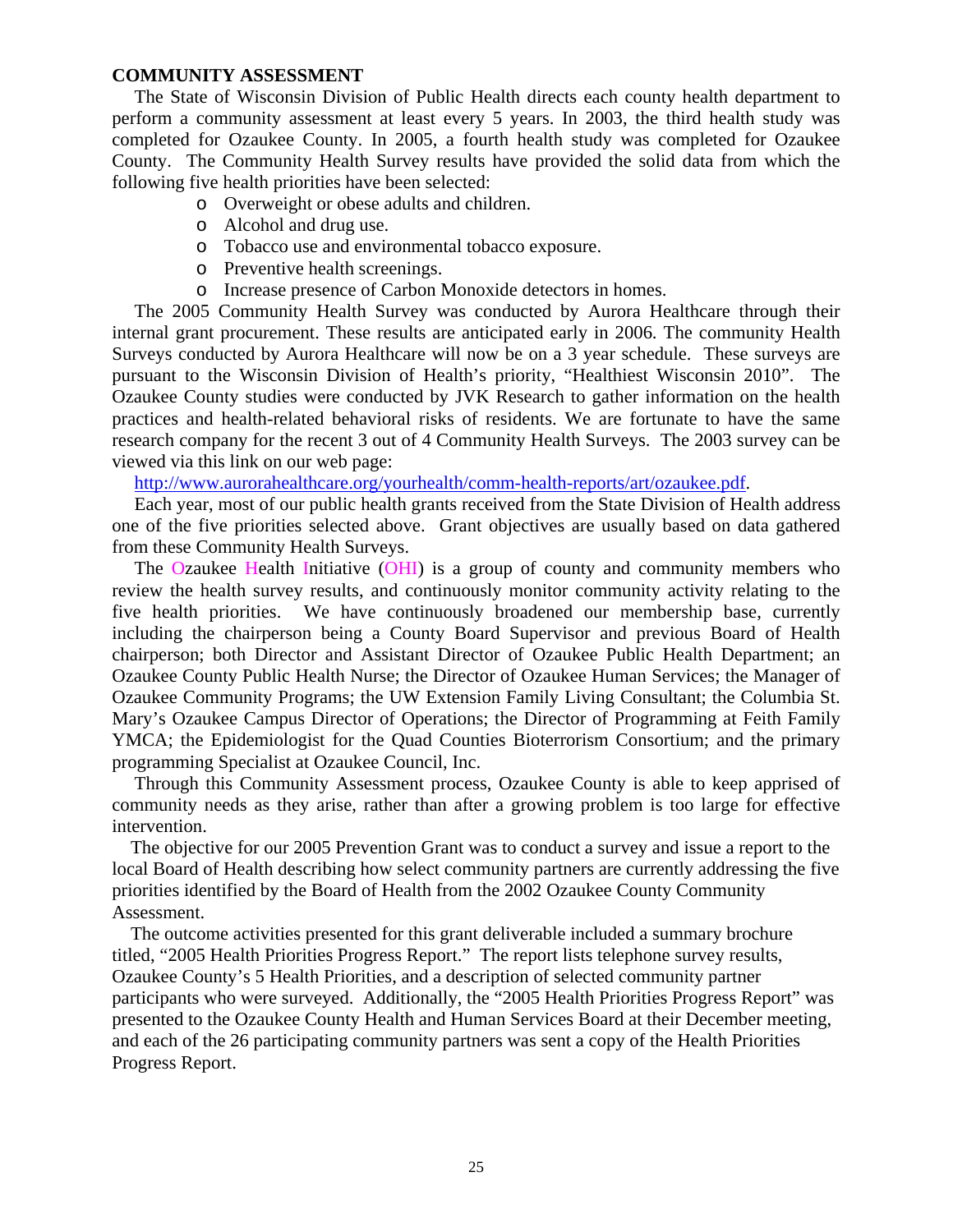**COMMUNITY ASSESSMENT**

The State of Wisconsin Division of Public Health directs each county health department to perform a community assessment at least every 5 years. In 2003, the third health study was completed for Ozaukee County. In 2005, a fourth health study was completed for Ozaukee County. The Community Health Survey results have provided the solid data from which the following five health priorities have been selected:

- Overweight or obese adults and children.
- Alcohol and drug use.
- Tobacco use and environmental tobacco exposure.
- Preventive health screenings.
- Increase presence of Carbon Monoxide detectors in homes.

The 2005 Community Health Survey was conducted by Aurora Healthcare through their internal grant procurement. These results are anticipated early in 2006. The community Health Surveys conducted by Aurora Healthcare will now be on a 3 year schedule. These surveys are pursuant to the Wisconsin Division of Health's priority, "Healthiest Wisconsin 2010". The Ozaukee County studies were conducted by JVK Research to gather information on the health practices and health-related behavioral risks of residents. We are fortunate to have the same research company for the recent 3 out of 4 Community Health Surveys. The 2003 survey can be viewed via this link on our web page:

http://www.aurorahealthcare.org/yourhealth/comm-health-reports/art/ozaukee.pdf.

Each year, most of our public health grants received from the State Division of Health address one of the five priorities selected above. Grant objectives are usually based on data gathered from these Community Health Surveys.

The Ozaukee Health Initiative (OHI) is a group of county and community members who review the health survey results, and continuously monitor community activity relating to the five health priorities. We have continuously broadened our membership base, currently including the chairperson being a County Board Supervisor and previous Board of Health chairperson; both Director and Assistant Director of Ozaukee Public Health Department; an Ozaukee County Public Health Nurse; the Director of Ozaukee Human Services; the Manager of Ozaukee Community Programs; the UW Extension Family Living Consultant; the Columbia St. Mary's Ozaukee Campus Director of Operations; the Director of Programming at Feith Family YMCA; the Epidemiologist for the Quad Counties Bioterrorism Consortium; and the primary programming Specialist at Ozaukee Council, Inc.

Through this Community Assessment process, Ozaukee County is able to keep apprised of community needs as they arise, rather than after a growing problem is too large for effective intervention.

The objective for our 2005 Prevention Grant was to conduct a survey and issue a report to the local Board of Health describing how select community partners are currently addressing the five priorities identified by the Board of Health from the 2002 Ozaukee County Community Assessment.

The outcome activities presented for this grant deliverable included a summary brochure titled, "2005 Health Priorities Progress Report." The report lists telephone survey results, Ozaukee County's 5 Health Priorities, and a description of selected community partner participants who were surveyed. Additionally, the "2005 Health Priorities Progress Report" was presented to the Ozaukee County Health and Human Services Board at their December meeting, and each of the 26 participating community partners was sent a copy of the Health Priorities Progress Report.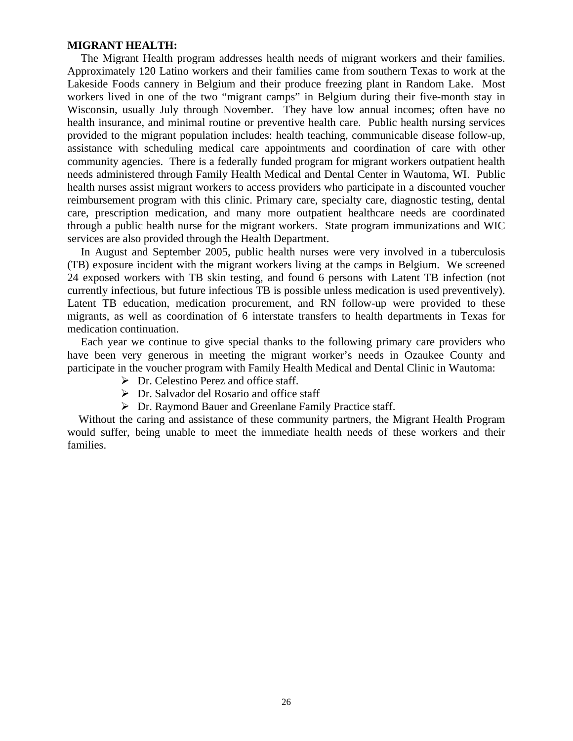**MIGRANT HEALTH:**

The Migrant Health program addresses health needs of migrant workers and their families. Approximately 120 Latino workers and their families came from southern Texas to work at the Lakeside Foods cannery in Belgium and their produce freezing plant in Random Lake. Most workers lived in one of the two "migrant camps" in Belgium during their five-month stay in Wisconsin, usually July through November. They have low annual incomes; often have no health insurance, and minimal routine or preventive health care. Public health nursing services provided to the migrant population includes: health teaching, communicable disease follow-up, assistance with scheduling medical care appointments and coordination of care with other community agencies. There is a federally funded program for migrant workers outpatient health needs administered through Family Health Medical and Dental Center in Wautoma, WI. Public health nurses assist migrant workers to access providers who participate in a discounted voucher reimbursement program with this clinic. Primary care, specialty care, diagnostic testing, dental care, prescription medication, and many more outpatient healthcare needs are coordinated through a public health nurse for the migrant workers. State program immunizations and WIC services are also provided through the Health Department.

In August and September 2005, public health nurses were very involved in a tuberculosis (TB) exposure incident with the migrant workers living at the camps in Belgium. We screened 24 exposed workers with TB skin testing, and found 6 persons with Latent TB infection (not currently infectious, but future infectious TB is possible unless medication is used preventively). Latent TB education, medication procurement, and RN follow-up were provided to these migrants, as well as coordination of 6 interstate transfers to health departments in Texas for medication continuation.

Each year we continue to give special thanks to the following primary care providers who have been very generous in meeting the migrant worker's needs in Ozaukee County and participate in the voucher program with Family Health Medical and Dental Clinic in Wautoma:

- Dr. Celestino Perez and office staff.
- Dr. Salvador del Rosario and office staff
- Dr. Raymond Bauer and Greenlane Family Practice staff.

Without the caring and assistance of these community partners, the Migrant Health Program would suffer, being unable to meet the immediate health needs of these workers and their families.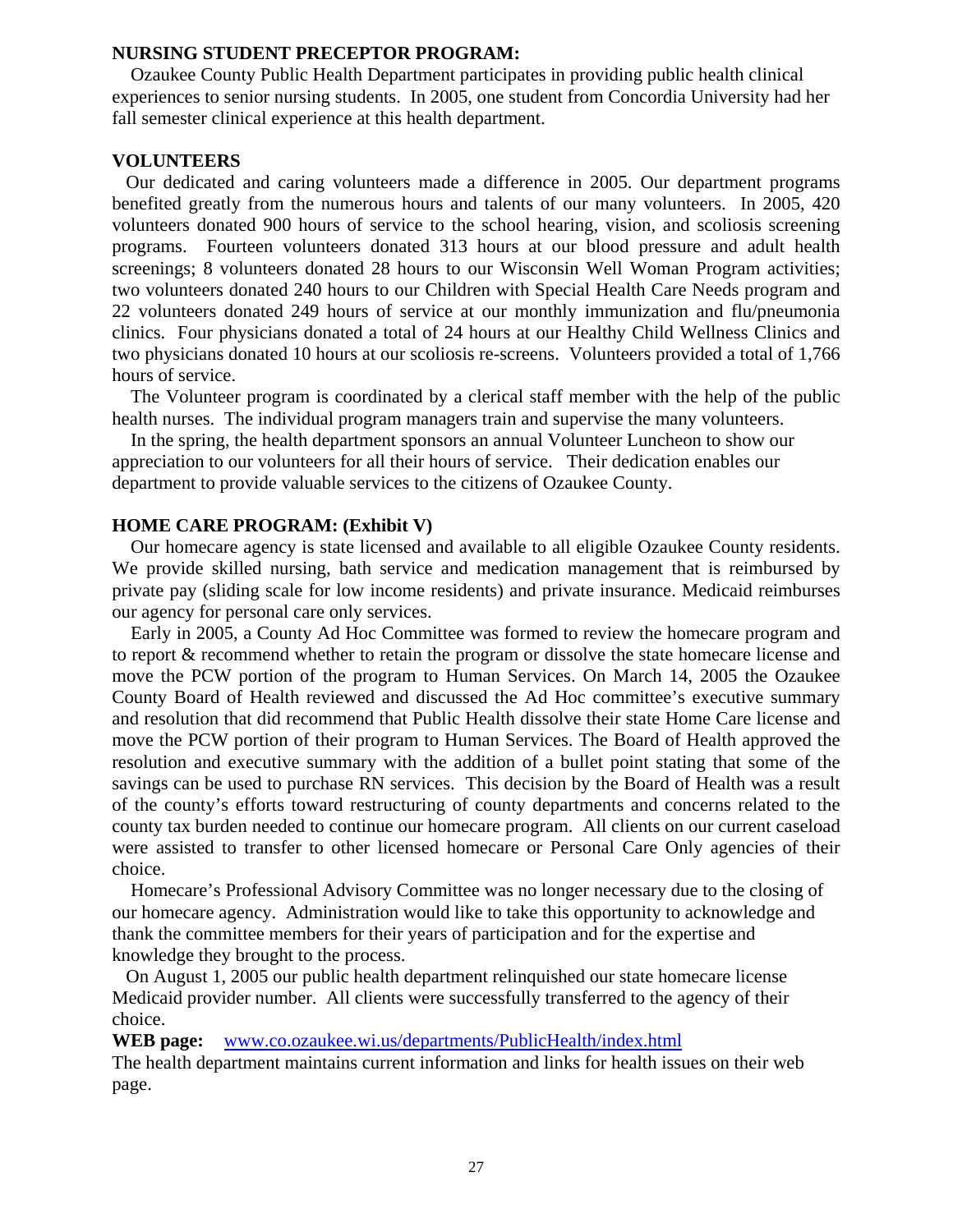**NURSING STUDENT PRECEPTOR PROGRAM:**

Ozaukee County Public Health Department participates in providing public health clinical experiences to senior nursing students. In 2005, one student from Concordia University had her fall semester clinical experience at this health department.

**VOLUNTEERS**

Our dedicated and caring volunteers made a difference in 2005. Our department programs benefited greatly from the numerous hours and talents of our many volunteers. In 2005, 420 volunteers donated 900 hours of service to the school hearing, vision, and scoliosis screening programs. Fourteen volunteers donated 313 hours at our blood pressure and adult health screenings; 8 volunteers donated 28 hours to our Wisconsin Well Woman Program activities; two volunteers donated 240 hours to our Children with Special Health Care Needs program and 22 volunteers donated 249 hours of service at our monthly immunization and flu/pneumonia clinics. Four physicians donated a total of 24 hours at our Healthy Child Wellness Clinics and two physicians donated 10 hours at our scoliosis re-screens. Volunteers provided a total of 1,766 hours of service.

The Volunteer program is coordinated by a clerical staff member with the help of the public health nurses. The individual program managers train and supervise the many volunteers.

In the spring, the health department sponsors an annual Volunteer Luncheon to show our appreciation to our volunteers for all their hours of service. Their dedication enables our department to provide valuable services to the citizens of Ozaukee County.

**HOME CARE PROGRAM: (Exhibit V)**

Our homecare agency is state licensed and available to all eligible Ozaukee County residents. We provide skilled nursing, bath service and medication management that is reimbursed by private pay (sliding scale for low income residents) and private insurance. Medicaid reimburses our agency for personal care only services.

Early in 2005, a County Ad Hoc Committee was formed to review the homecare program and to report & recommend whether to retain the program or dissolve the state homecare license and move the PCW portion of the program to Human Services. On March 14, 2005 the Ozaukee County Board of Health reviewed and discussed the Ad Hoc committee's executive summary and resolution that did recommend that Public Health dissolve their state Home Care license and move the PCW portion of their program to Human Services. The Board of Health approved the resolution and executive summary with the addition of a bullet point stating that some of the savings can be used to purchase RN services. This decision by the Board of Health was a result of the county's efforts toward restructuring of county departments and concerns related to the county tax burden needed to continue our homecare program. All clients on our current caseload were assisted to transfer to other licensed homecare or Personal Care Only agencies of their choice.

Homecare's Professional Advisory Committee was no longer necessary due to the closing of our homecare agency. Administration would like to take this opportunity to acknowledge and thank the committee members for their years of participation and for the expertise and knowledge they brought to the process.

On August 1, 2005 our public health department relinquished our state homecare license Medicaid provider number. All clients were successfully transferred to the agency of their choice.

**WEB page:** www.co.ozaukee.wi.us/departments/PublicHealth/index.html

The health department maintains current information and links for health issues on their web page.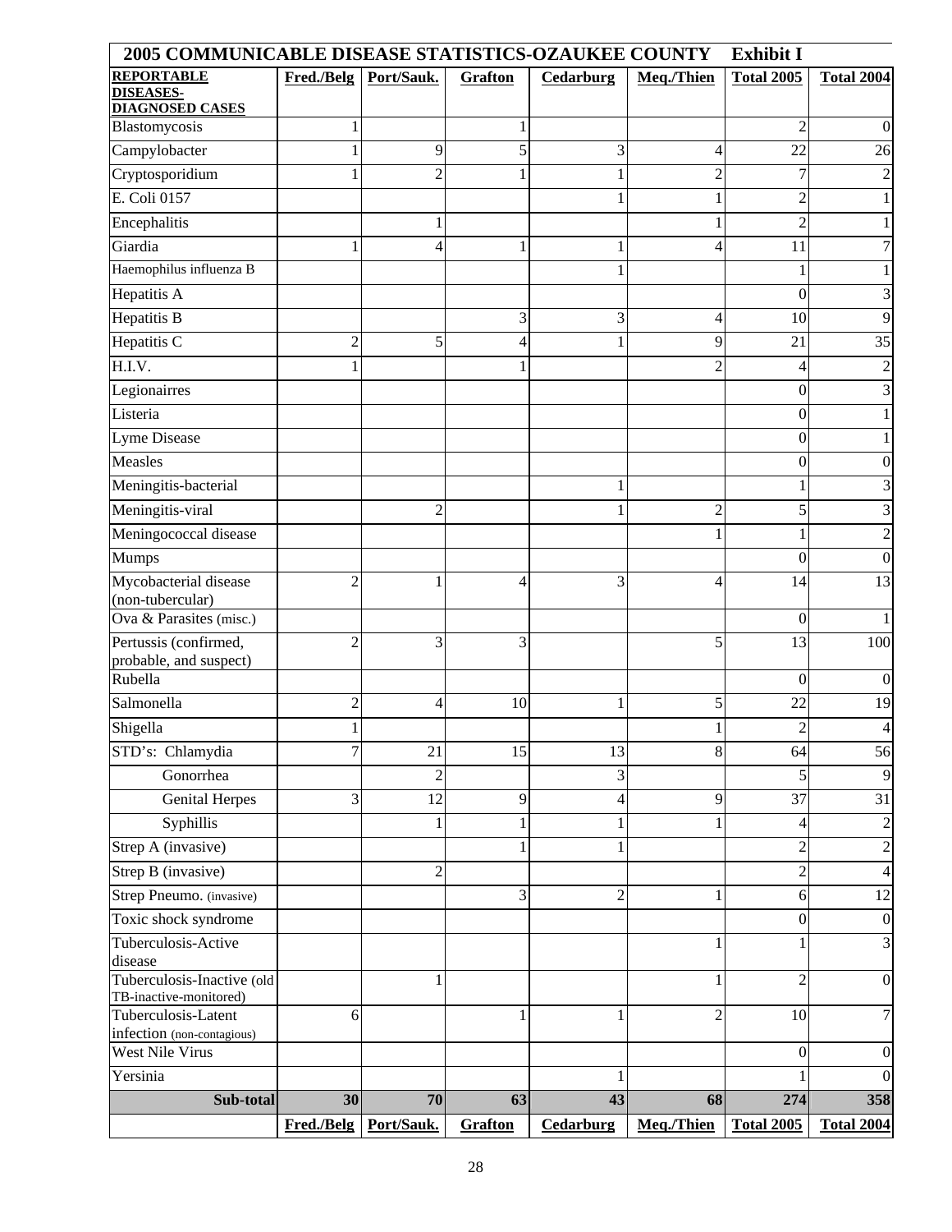## 2005 COMMUNICABLE DISEASE STATISTICS-OZAUKEE COUNTY Exhibit I

| REPORTABLE DISEASES-DIAGNOSED CASES | Fred./Belg | Port/Sauk. | Grafton | Cedarburg | Meq./Thien | Total 2005 | Total 2004 |
|---|---|---|---|---|---|---|---|
| Blastomycosis | 1 | | 1 | | | 2 | 0 |
| Campylobacter | 1 | 9 | 5 | 3 | 4 | 22 | 26 |
| Cryptosporidium | 1 | 2 | 1 | 1 | 2 | 7 | 2 |
| E. Coli 0157 | | | | 1 | 1 | 2 | 1 |
| Encephalitis | | 1 | | | 1 | 2 | 1 |
| Giardia | 1 | 4 | 1 | 1 | 4 | 11 | 7 |
| Haemophilus influenza B | | | | 1 | | 1 | 1 |
| Hepatitis A | | | | | | 0 | 3 |
| Hepatitis B | | | 3 | 3 | 4 | 10 | 9 |
| Hepatitis C | 2 | 5 | 4 | 1 | 9 | 21 | 35 |
| H.I.V. | 1 | | 1 | | 2 | 4 | 2 |
| Legionairres | | | | | | 0 | 3 |
| Listeria | | | | | | 0 | 1 |
| Lyme Disease | | | | | | 0 | 1 |
| Measles | | | | | | 0 | 0 |
| Meningitis-bacterial | | | | 1 | | 1 | 3 |
| Meningitis-viral | | 2 | | 1 | 2 | 5 | 3 |
| Meningococcal disease | | | | | 1 | 1 | 2 |
| Mumps | | | | | | 0 | 0 |
| Mycobacterial disease (non-tubercular) | 2 | 1 | 4 | 3 | 4 | 14 | 13 |
| Ova & Parasites (misc.) | | | | | | 0 | 1 |
| Pertussis (confirmed, probable, and suspect) | 2 | 3 | 3 | | 5 | 13 | 100 |
| Rubella | | | | | | 0 | 0 |
| Salmonella | 2 | 4 | 10 | 1 | 5 | 22 | 19 |
| Shigella | 1 | | | | 1 | 2 | 4 |
| STD's: Chlamydia | 7 | 21 | 15 | 13 | 8 | 64 | 56 |
| Gonorrhea | | 2 | | 3 | | 5 | 9 |
| Genital Herpes | 3 | 12 | 9 | 4 | 9 | 37 | 31 |
| Syphillis | | 1 | 1 | 1 | 1 | 4 | 2 |
| Strep A (invasive) | | | 1 | 1 | | 2 | 2 |
| Strep B (invasive) | | 2 | | | | 2 | 4 |
| Strep Pneumo. (invasive) | | | 3 | 2 | 1 | 6 | 12 |
| Toxic shock syndrome | | | | | | 0 | 0 |
| Tuberculosis-Active disease | | | | | 1 | 1 | 3 |
| Tuberculosis-Inactive (old TB-inactive-monitored) | | 1 | | | 1 | 2 | 0 |
| Tuberculosis-Latent infection (non-contagious) | 6 | | 1 | 1 | 2 | 10 | 7 |
| West Nile Virus | | | | | | 0 | 0 |
| Yersinia | | | | 1 | | 1 | 0 |
| **Sub-total** | **30** | **70** | **63** | **43** | **68** | **274** | **358** |
| | **Fred./Belg** | **Port/Sauk.** | **Grafton** | **Cedarburg** | **Meq./Thien** | **Total 2005** | **Total 2004** |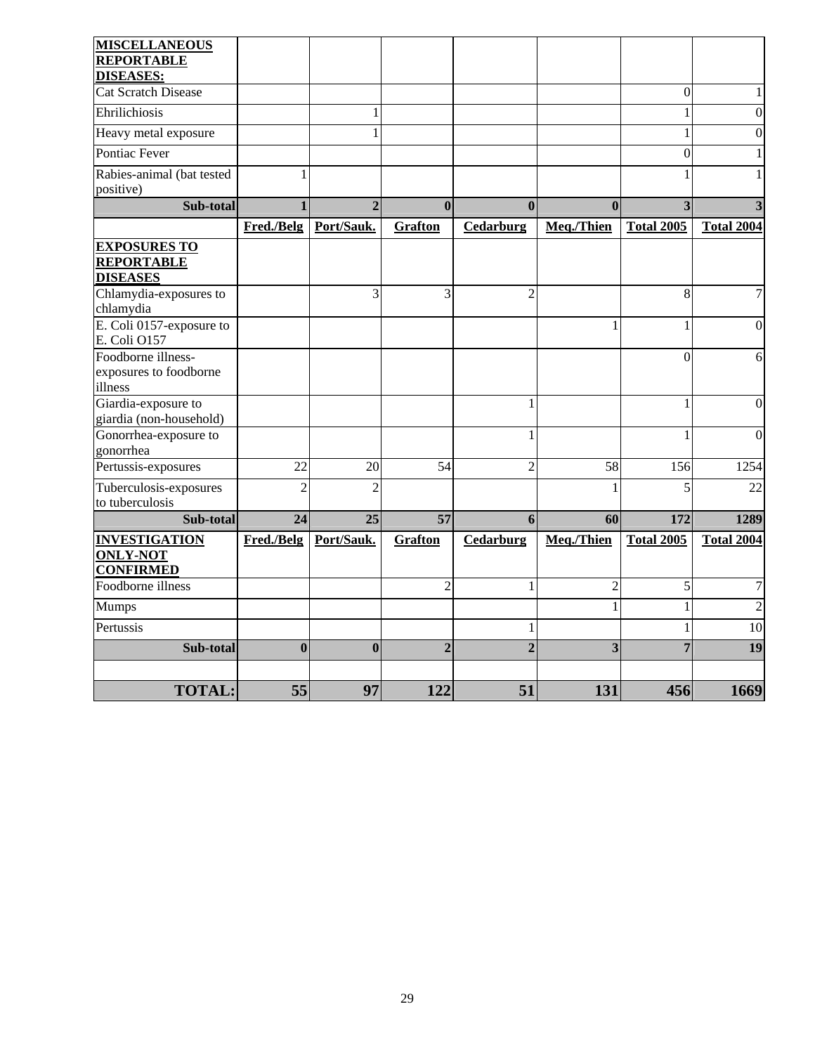| **MISCELLANEOUS REPORTABLE DISEASES:** | | | | | | | |
|---|---|---|---|---|---|---|---|
| Cat Scratch Disease | | | | | | 0 | 1 |
| Ehrilichiosis | | 1 | | | | 1 | 0 |
| Heavy metal exposure | | 1 | | | | 1 | 0 |
| Pontiac Fever | | | | | | 0 | 1 |
| Rabies-animal (bat tested positive) | 1 | | | | | 1 | 1 |
| **Sub-total** | **1** | **2** | **0** | **0** | **0** | **3** | **3** |
| | **Fred./Belg** | **Port/Sauk.** | **Grafton** | **Cedarburg** | **Meq./Thien** | **Total 2005** | **Total 2004** |
| **EXPOSURES TO REPORTABLE DISEASES** | | | | | | | |
| Chlamydia-exposures to chlamydia | | 3 | 3 | 2 | | 8 | 7 |
| E. Coli 0157-exposure to E. Coli O157 | | | | | 1 | 1 | 0 |
| Foodborne illness-exposures to foodborne illness | | | | | | 0 | 6 |
| Giardia-exposure to giardia (non-household) | | | | 1 | | 1 | 0 |
| Gonorrhea-exposure to gonorrhea | | | | 1 | | 1 | 0 |
| Pertussis-exposures | 22 | 20 | 54 | 2 | 58 | 156 | 1254 |
| Tuberculosis-exposures to tuberculosis | 2 | 2 | | | 1 | 5 | 22 |
| **Sub-total** | **24** | **25** | **57** | **6** | **60** | **172** | **1289** |
| **INVESTIGATION ONLY-NOT CONFIRMED** | **Fred./Belg** | **Port/Sauk.** | **Grafton** | **Cedarburg** | **Meq./Thien** | **Total 2005** | **Total 2004** |
| Foodborne illness | | | 2 | 1 | 2 | 5 | 7 |
| Mumps | | | | | 1 | 1 | 2 |
| Pertussis | | | | 1 | | 1 | 10 |
| **Sub-total** | **0** | **0** | **2** | **2** | **3** | **7** | **19** |
| | | | | | | | |
| **TOTAL:** | **55** | **97** | **122** | **51** | **131** | **456** | **1669** |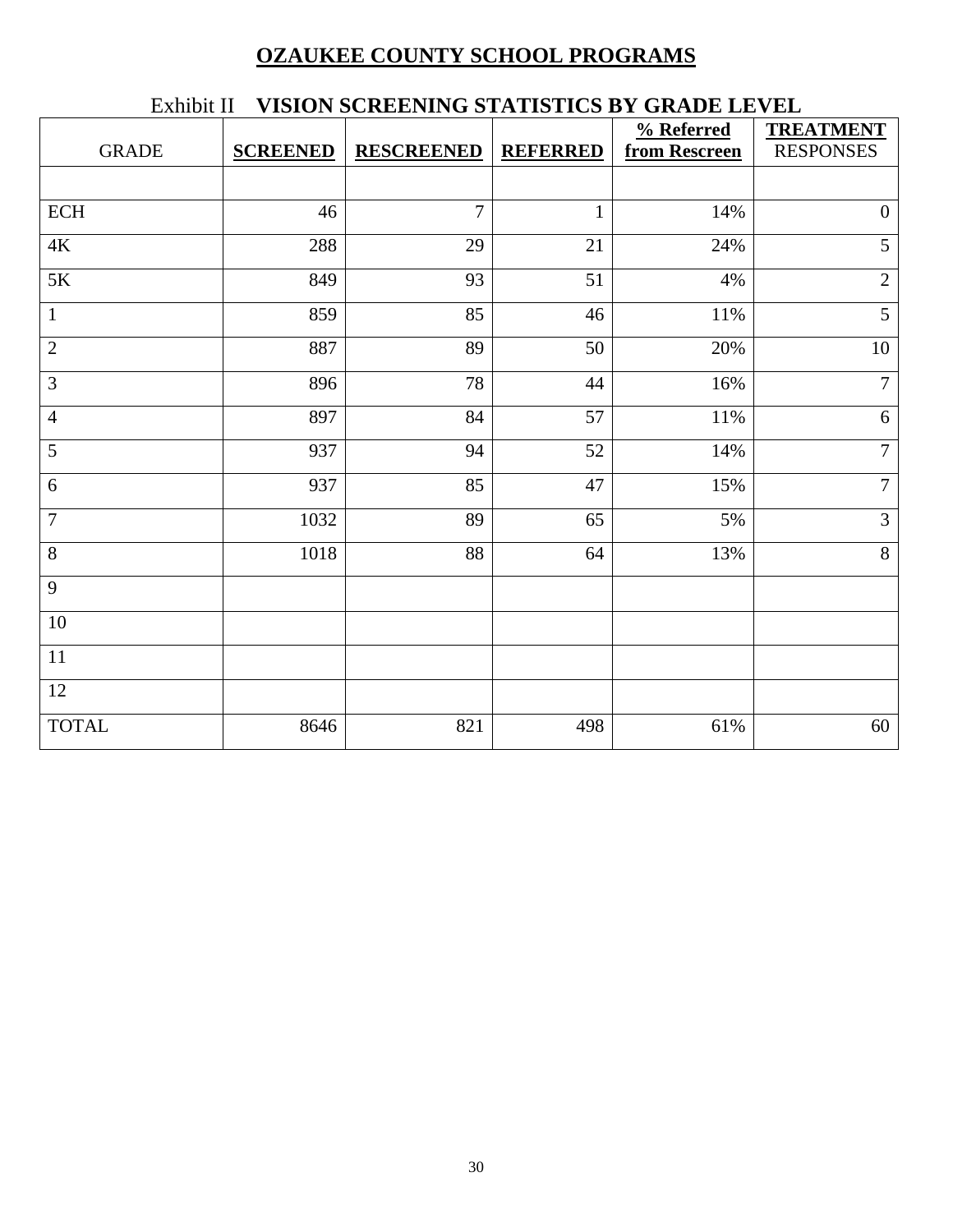# OZAUKEE COUNTY SCHOOL PROGRAMS

## Exhibit II **VISION SCREENING STATISTICS BY GRADE LEVEL**

| GRADE | SCREENED | RESCREENED | REFERRED | % Referred from Rescreen | TREATMENT RESPONSES |
|---|---|---|---|---|---|
| | | | | | |
| ECH | 46 | 7 | 1 | 14% | 0 |
| 4K | 288 | 29 | 21 | 24% | 5 |
| 5K | 849 | 93 | 51 | 4% | 2 |
| 1 | 859 | 85 | 46 | 11% | 5 |
| 2 | 887 | 89 | 50 | 20% | 10 |
| 3 | 896 | 78 | 44 | 16% | 7 |
| 4 | 897 | 84 | 57 | 11% | 6 |
| 5 | 937 | 94 | 52 | 14% | 7 |
| 6 | 937 | 85 | 47 | 15% | 7 |
| 7 | 1032 | 89 | 65 | 5% | 3 |
| 8 | 1018 | 88 | 64 | 13% | 8 |
| 9 | | | | | |
| 10 | | | | | |
| 11 | | | | | |
| 12 | | | | | |
| TOTAL | 8646 | 821 | 498 | 61% | 60 |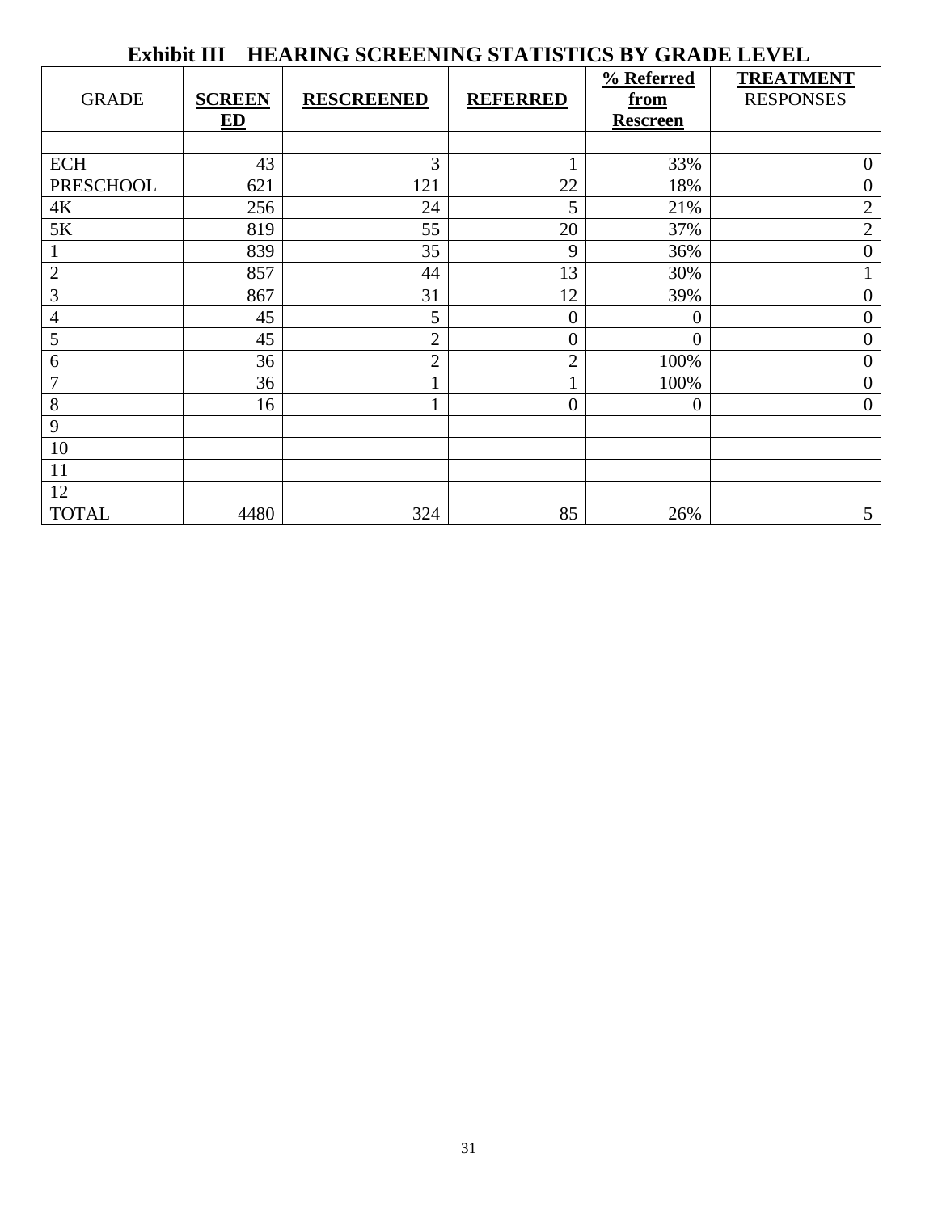# Exhibit III HEARING SCREENING STATISTICS BY GRADE LEVEL

| GRADE | **SCREENED** | **RESCREENED** | **REFERRED** | **% Referred from Rescreen** | **TREATMENT** RESPONSES |
|---|---|---|---|---|---|
| | | | | | |
| ECH | 43 | 3 | 1 | 33% | 0 |
| PRESCHOOL | 621 | 121 | 22 | 18% | 0 |
| 4K | 256 | 24 | 5 | 21% | 2 |
| 5K | 819 | 55 | 20 | 37% | 2 |
| 1 | 839 | 35 | 9 | 36% | 0 |
| 2 | 857 | 44 | 13 | 30% | 1 |
| 3 | 867 | 31 | 12 | 39% | 0 |
| 4 | 45 | 5 | 0 | 0 | 0 |
| 5 | 45 | 2 | 0 | 0 | 0 |
| 6 | 36 | 2 | 2 | 100% | 0 |
| 7 | 36 | 1 | 1 | 100% | 0 |
| 8 | 16 | 1 | 0 | 0 | 0 |
| 9 | | | | | |
| 10 | | | | | |
| 11 | | | | | |
| 12 | | | | | |
| TOTAL | 4480 | 324 | 85 | 26% | 5 |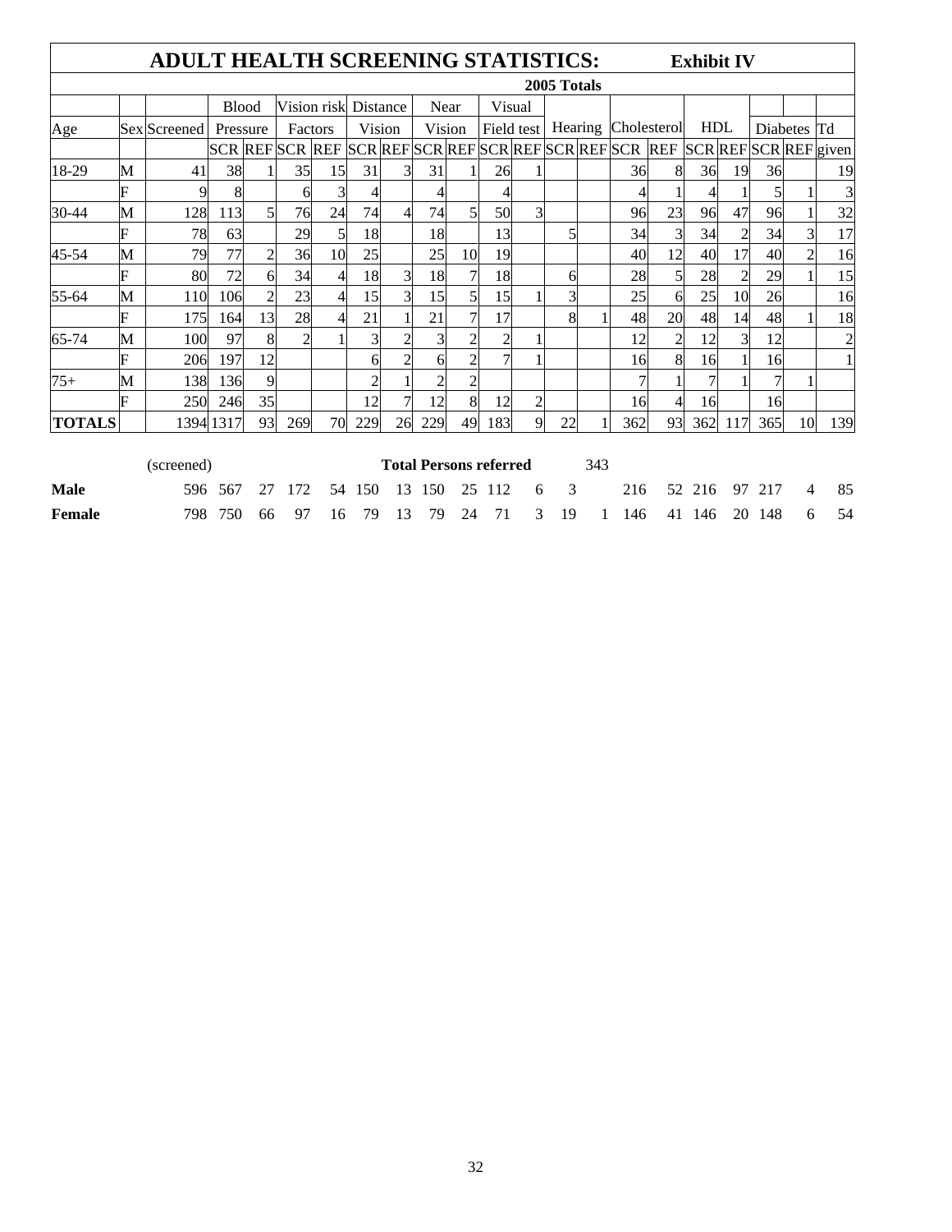# ADULT HEALTH SCREENING STATISTICS: Exhibit IV

**2005 Totals**

| Age | Sex | Screened | Blood Pressure | | Vision risk Factors | | Distance Vision | | Near Vision | | Visual Field test | | Hearing | | Cholesterol | | HDL | | Diabetes | | Td |
|---|---|---|---|---|---|---|---|---|---|---|---|---|---|---|---|---|---|---|---|---|---|
| | | | SCR | REF | SCR | REF | SCR | REF | SCR | REF | SCR | REF | SCR | REF | SCR | REF | SCR | REF | SCR | REF | given |
| 18-29 | M | 41 | 38 | 1 | 35 | 15 | 31 | 3 | 31 | 1 | 26 | 1 | | | 36 | 8 | 36 | 19 | 36 | | 19 |
| | F | 9 | 8 | | 6 | 3 | 4 | | 4 | | 4 | | | | 4 | 1 | 4 | 1 | 5 | 1 | 3 |
| 30-44 | M | 128 | 113 | 5 | 76 | 24 | 74 | 4 | 74 | 5 | 50 | 3 | | | 96 | 23 | 96 | 47 | 96 | 1 | 32 |
| | F | 78 | 63 | | 29 | 5 | 18 | | 18 | | 13 | | 5 | | 34 | 3 | 34 | 2 | 34 | 3 | 17 |
| 45-54 | M | 79 | 77 | 2 | 36 | 10 | 25 | | 25 | 10 | 19 | | | | 40 | 12 | 40 | 17 | 40 | 2 | 16 |
| | F | 80 | 72 | 6 | 34 | 4 | 18 | 3 | 18 | 7 | 18 | | 6 | | 28 | 5 | 28 | 2 | 29 | 1 | 15 |
| 55-64 | M | 110 | 106 | 2 | 23 | 4 | 15 | 3 | 15 | 5 | 15 | 1 | 3 | | 25 | 6 | 25 | 10 | 26 | | 16 |
| | F | 175 | 164 | 13 | 28 | 4 | 21 | 1 | 21 | 7 | 17 | | 8 | 1 | 48 | 20 | 48 | 14 | 48 | 1 | 18 |
| 65-74 | M | 100 | 97 | 8 | 2 | 1 | 3 | 2 | 3 | 2 | 2 | 1 | | | 12 | 2 | 12 | 3 | 12 | | 2 |
| | F | 206 | 197 | 12 | | | 6 | 2 | 6 | 2 | 7 | 1 | | | 16 | 8 | 16 | 1 | 16 | | 1 |
| 75+ | M | 138 | 136 | 9 | | | 2 | 1 | 2 | 2 | | | | | 7 | 1 | 7 | 1 | 7 | 1 | |
| | F | 250 | 246 | 35 | | | 12 | 7 | 12 | 8 | 12 | 2 | | | 16 | 4 | 16 | | 16 | | |
| **TOTALS** | | 1394 | 1317 | 93 | 269 | 70 | 229 | 26 | 229 | 49 | 183 | 9 | 22 | 1 | 362 | 93 | 362 | 117 | 365 | 10 | 139 |

**Total Persons referred** 343

| | (screened) | | | | | | | | | | | | | | | | | | | |
|---|---|---|---|---|---|---|---|---|---|---|---|---|---|---|---|---|---|---|---|---|
| **Male** | 596 | 567 | 27 | 172 | 54 | 150 | 13 | 150 | 25 | 112 | 6 | 3 | | 216 | 52 | 216 | 97 | 217 | 4 | 85 |
| **Female** | 798 | 750 | 66 | 97 | 16 | 79 | 13 | 79 | 24 | 71 | 3 | 19 | 1 | 146 | 41 | 146 | 20 | 148 | 6 | 54 |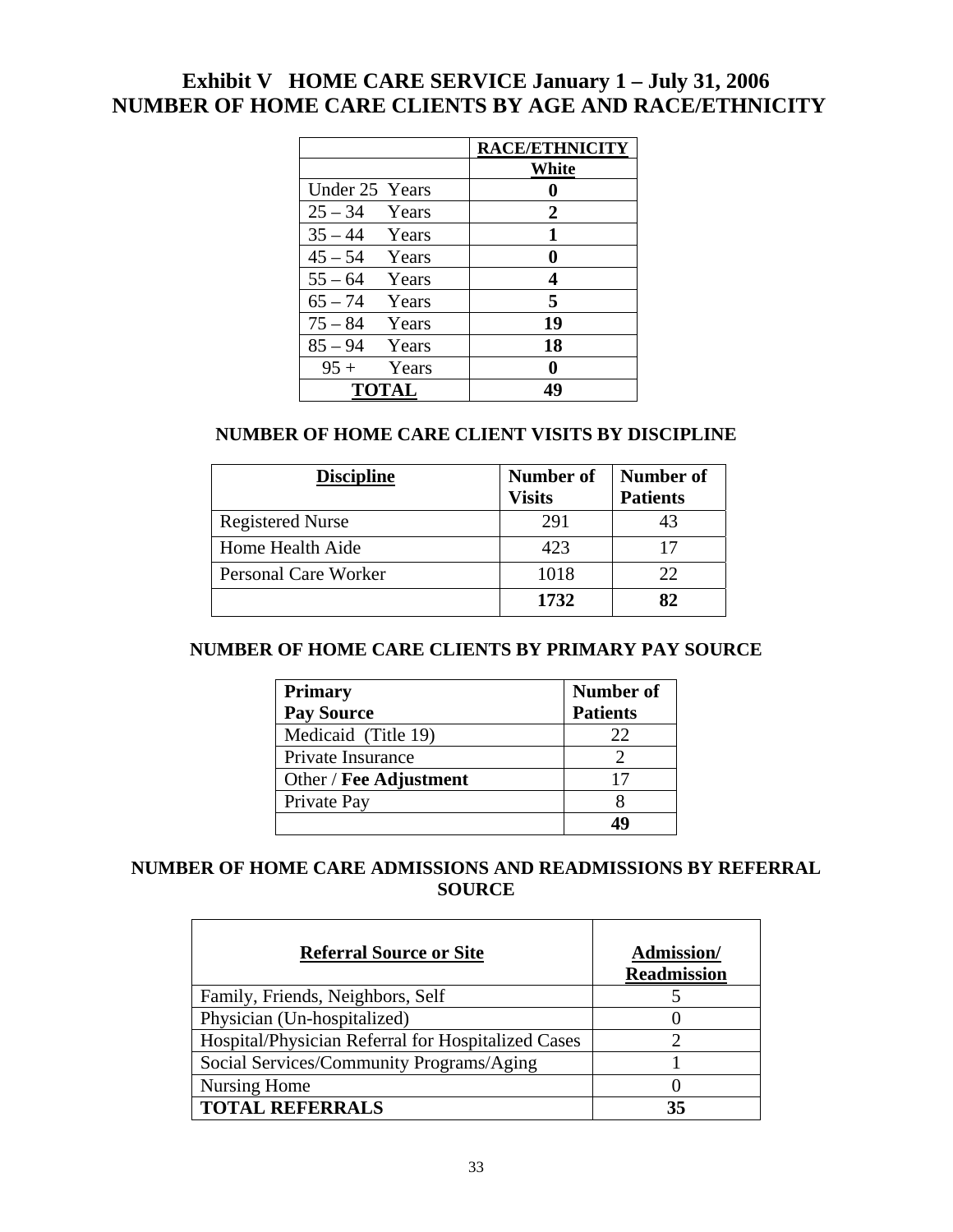## Exhibit V HOME CARE SERVICE January 1 – July 31, 2006
## NUMBER OF HOME CARE CLIENTS BY AGE AND RACE/ETHNICITY

| | **RACE/ETHNICITY** |
|---|---|
| | **White** |
| Under 25 Years | **0** |
| 25 – 34 Years | **2** |
| 35 – 44 Years | **1** |
| 45 – 54 Years | **0** |
| 55 – 64 Years | **4** |
| 65 – 74 Years | **5** |
| 75 – 84 Years | **19** |
| 85 – 94 Years | **18** |
| 95 + Years | **0** |
| **TOTAL** | **49** |

### NUMBER OF HOME CARE CLIENT VISITS BY DISCIPLINE

| **Discipline** | **Number of Visits** | **Number of Patients** |
|---|---|---|
| Registered Nurse | 291 | 43 |
| Home Health Aide | 423 | 17 |
| Personal Care Worker | 1018 | 22 |
| | **1732** | **82** |

### NUMBER OF HOME CARE CLIENTS BY PRIMARY PAY SOURCE

| **Primary Pay Source** | **Number of Patients** |
|---|---|
| Medicaid (Title 19) | 22 |
| Private Insurance | 2 |
| Other / **Fee Adjustment** | 17 |
| Private Pay | 8 |
| | **49** |

### NUMBER OF HOME CARE ADMISSIONS AND READMISSIONS BY REFERRAL SOURCE

| **Referral Source or Site** | **Admission/ Readmission** |
|---|---|
| Family, Friends, Neighbors, Self | 5 |
| Physician (Un-hospitalized) | 0 |
| Hospital/Physician Referral for Hospitalized Cases | 2 |
| Social Services/Community Programs/Aging | 1 |
| Nursing Home | 0 |
| **TOTAL REFERRALS** | **35** |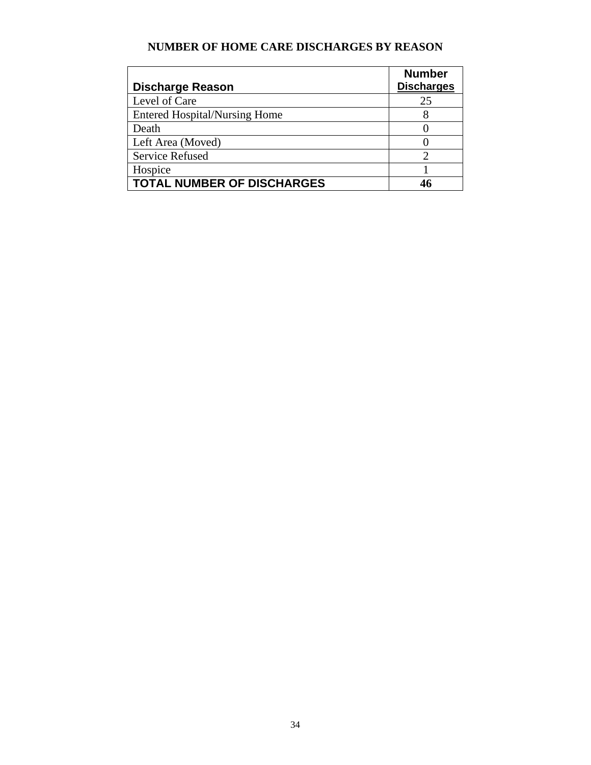## NUMBER OF HOME CARE DISCHARGES BY REASON

| Discharge Reason | Number Discharges |
|---|---|
| Level of Care | 25 |
| Entered Hospital/Nursing Home | 8 |
| Death | 0 |
| Left Area (Moved) | 0 |
| Service Refused | 2 |
| Hospice | 1 |
| **TOTAL NUMBER OF DISCHARGES** | **46** |